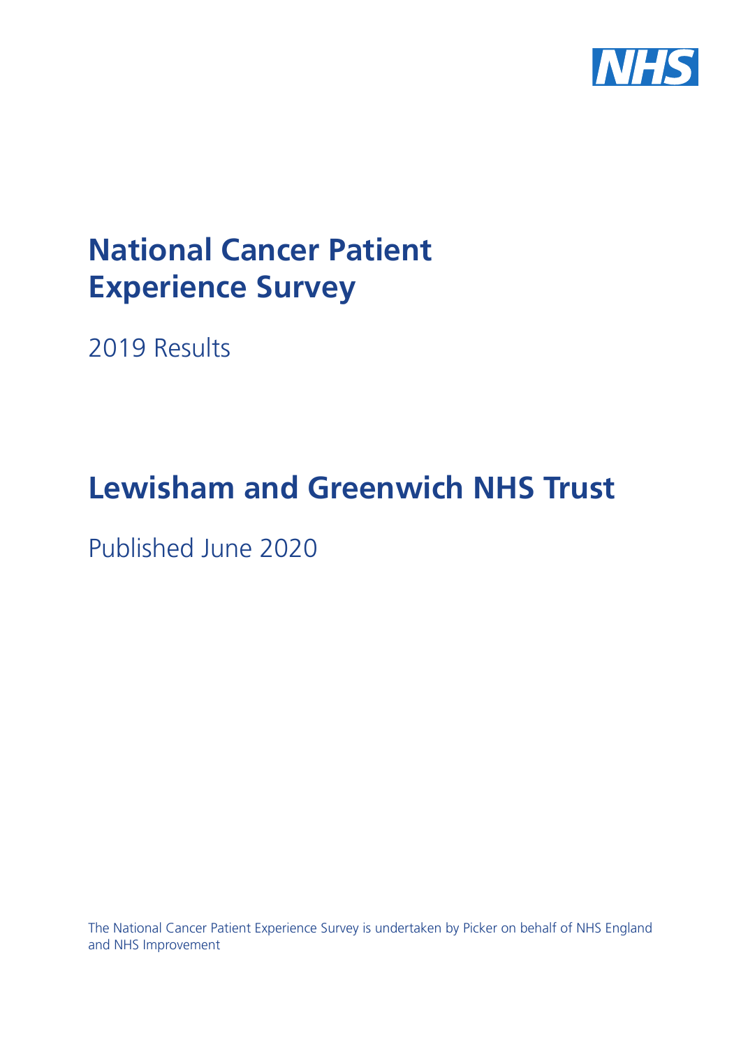# National Cancer Patient Experience Survey

2019 Results

# Lewisham and Greenwich NHS Trust

Published June 2020

The National Cancer Patient Experience Survey is undertaken by Picker on behalf of NHS England and NHS Improvement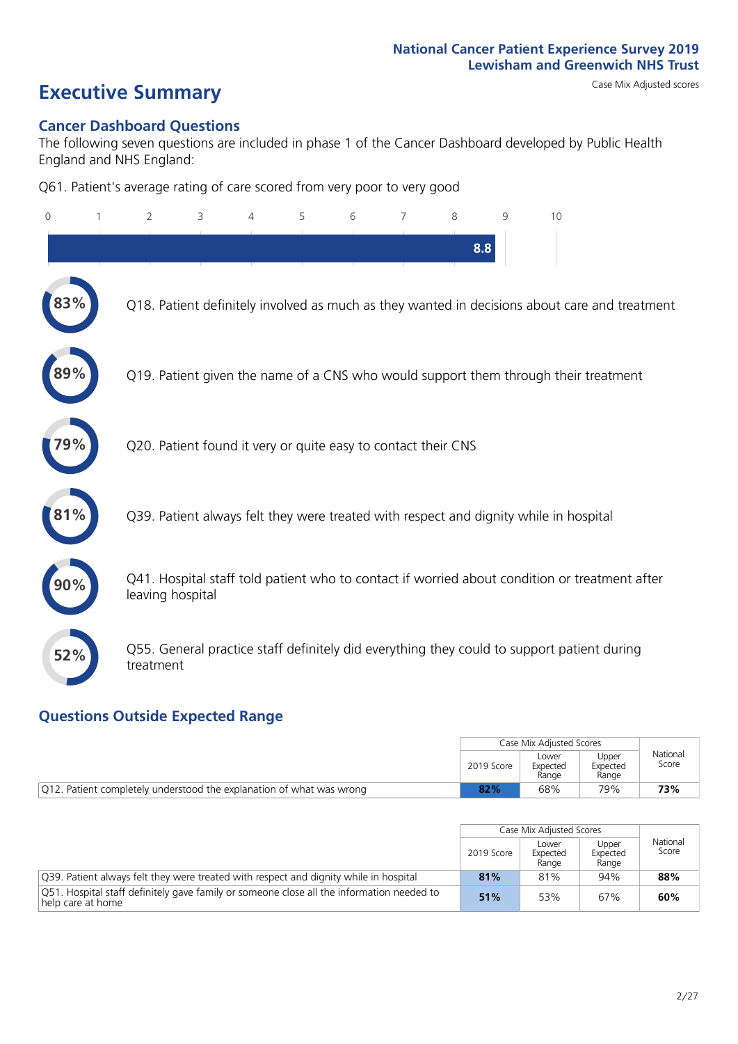National Cancer Patient Experience Survey 2019
Lewisham and Greenwich NHS Trust

# Executive Summary

Case Mix Adjusted scores

## Cancer Dashboard Questions

The following seven questions are included in phase 1 of the Cancer Dashboard developed by Public Health England and NHS England:

Q61. Patient's average rating of care scored from very poor to very good

0 1 2 3 4 5 6 7 8 9 10

8.8

83% Q18. Patient definitely involved as much as they wanted in decisions about care and treatment

89% Q19. Patient given the name of a CNS who would support them through their treatment

79% Q20. Patient found it very or quite easy to contact their CNS

81% Q39. Patient always felt they were treated with respect and dignity while in hospital

90% Q41. Hospital staff told patient who to contact if worried about condition or treatment after leaving hospital

52% Q55. General practice staff definitely did everything they could to support patient during treatment

## Questions Outside Expected Range

| | Case Mix Adjusted Scores | | | |
|---|---|---|---|---|
| | 2019 Score | Lower Expected Range | Upper Expected Range | National Score |
| Q12. Patient completely understood the explanation of what was wrong | **82%** | 68% | 79% | **73%** |

| | Case Mix Adjusted Scores | | | |
|---|---|---|---|---|
| | 2019 Score | Lower Expected Range | Upper Expected Range | National Score |
| Q39. Patient always felt they were treated with respect and dignity while in hospital | **81%** | 81% | 94% | **88%** |
| Q51. Hospital staff definitely gave family or someone close all the information needed to help care at home | **51%** | 53% | 67% | **60%** |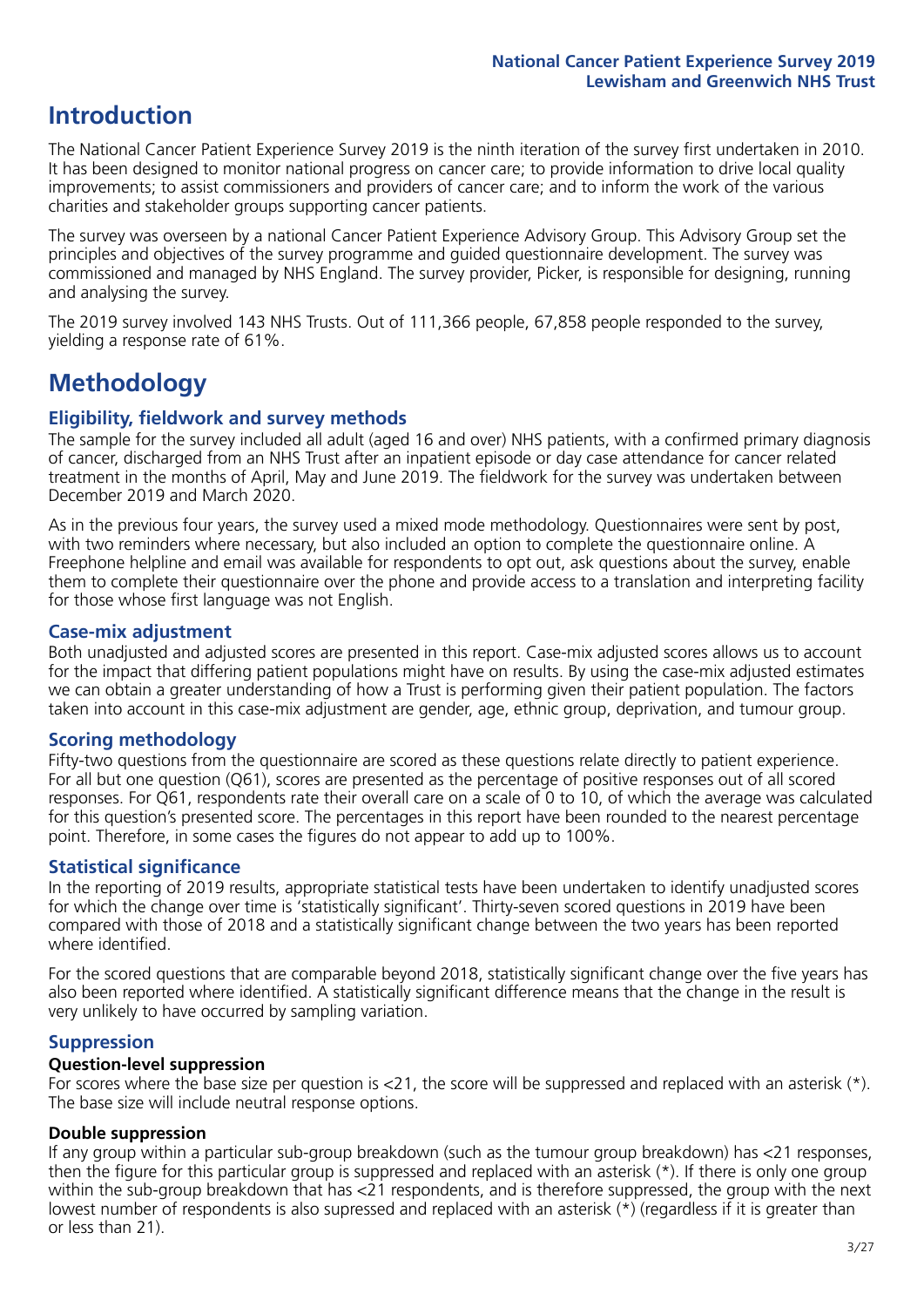# Introduction

The National Cancer Patient Experience Survey 2019 is the ninth iteration of the survey first undertaken in 2010. It has been designed to monitor national progress on cancer care; to provide information to drive local quality improvements; to assist commissioners and providers of cancer care; and to inform the work of the various charities and stakeholder groups supporting cancer patients.

The survey was overseen by a national Cancer Patient Experience Advisory Group. This Advisory Group set the principles and objectives of the survey programme and guided questionnaire development. The survey was commissioned and managed by NHS England. The survey provider, Picker, is responsible for designing, running and analysing the survey.

The 2019 survey involved 143 NHS Trusts. Out of 111,366 people, 67,858 people responded to the survey, yielding a response rate of 61%.

# Methodology

## Eligibility, fieldwork and survey methods

The sample for the survey included all adult (aged 16 and over) NHS patients, with a confirmed primary diagnosis of cancer, discharged from an NHS Trust after an inpatient episode or day case attendance for cancer related treatment in the months of April, May and June 2019. The fieldwork for the survey was undertaken between December 2019 and March 2020.

As in the previous four years, the survey used a mixed mode methodology. Questionnaires were sent by post, with two reminders where necessary, but also included an option to complete the questionnaire online. A Freephone helpline and email was available for respondents to opt out, ask questions about the survey, enable them to complete their questionnaire over the phone and provide access to a translation and interpreting facility for those whose first language was not English.

## Case-mix adjustment

Both unadjusted and adjusted scores are presented in this report. Case-mix adjusted scores allows us to account for the impact that differing patient populations might have on results. By using the case-mix adjusted estimates we can obtain a greater understanding of how a Trust is performing given their patient population. The factors taken into account in this case-mix adjustment are gender, age, ethnic group, deprivation, and tumour group.

## Scoring methodology

Fifty-two questions from the questionnaire are scored as these questions relate directly to patient experience. For all but one question (Q61), scores are presented as the percentage of positive responses out of all scored responses. For Q61, respondents rate their overall care on a scale of 0 to 10, of which the average was calculated for this question's presented score. The percentages in this report have been rounded to the nearest percentage point. Therefore, in some cases the figures do not appear to add up to 100%.

## Statistical significance

In the reporting of 2019 results, appropriate statistical tests have been undertaken to identify unadjusted scores for which the change over time is 'statistically significant'. Thirty-seven scored questions in 2019 have been compared with those of 2018 and a statistically significant change between the two years has been reported where identified.

For the scored questions that are comparable beyond 2018, statistically significant change over the five years has also been reported where identified. A statistically significant difference means that the change in the result is very unlikely to have occurred by sampling variation.

## Suppression

### Question-level suppression

For scores where the base size per question is <21, the score will be suppressed and replaced with an asterisk (*). The base size will include neutral response options.

### Double suppression

If any group within a particular sub-group breakdown (such as the tumour group breakdown) has <21 responses, then the figure for this particular group is suppressed and replaced with an asterisk (*). If there is only one group within the sub-group breakdown that has <21 respondents, and is therefore suppressed, the group with the next lowest number of respondents is also supressed and replaced with an asterisk (*) (regardless if it is greater than or less than 21).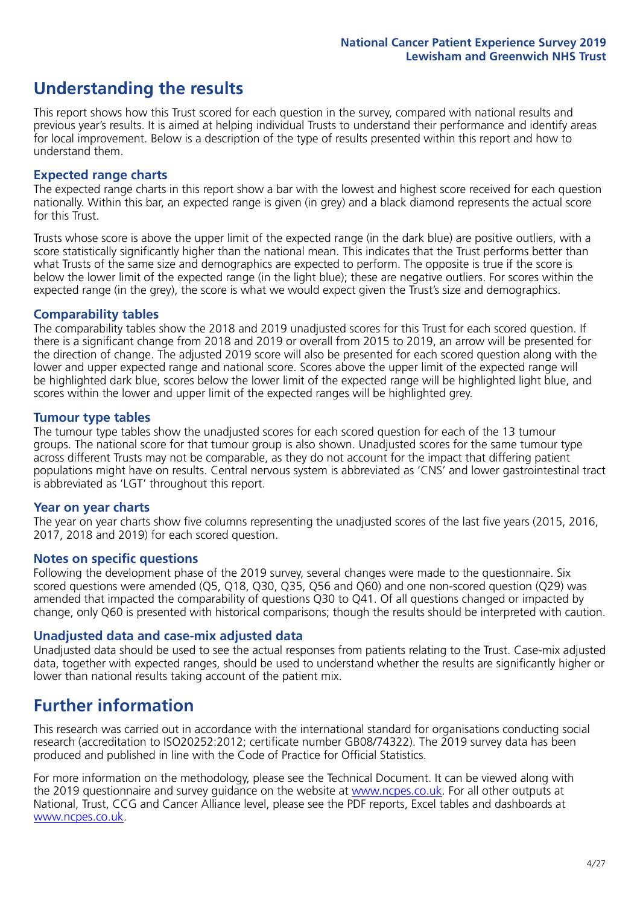# Understanding the results

This report shows how this Trust scored for each question in the survey, compared with national results and previous year's results. It is aimed at helping individual Trusts to understand their performance and identify areas for local improvement. Below is a description of the type of results presented within this report and how to understand them.

## Expected range charts

The expected range charts in this report show a bar with the lowest and highest score received for each question nationally. Within this bar, an expected range is given (in grey) and a black diamond represents the actual score for this Trust.

Trusts whose score is above the upper limit of the expected range (in the dark blue) are positive outliers, with a score statistically significantly higher than the national mean. This indicates that the Trust performs better than what Trusts of the same size and demographics are expected to perform. The opposite is true if the score is below the lower limit of the expected range (in the light blue); these are negative outliers. For scores within the expected range (in the grey), the score is what we would expect given the Trust's size and demographics.

## Comparability tables

The comparability tables show the 2018 and 2019 unadjusted scores for this Trust for each scored question. If there is a significant change from 2018 and 2019 or overall from 2015 to 2019, an arrow will be presented for the direction of change. The adjusted 2019 score will also be presented for each scored question along with the lower and upper expected range and national score. Scores above the upper limit of the expected range will be highlighted dark blue, scores below the lower limit of the expected range will be highlighted light blue, and scores within the lower and upper limit of the expected ranges will be highlighted grey.

## Tumour type tables

The tumour type tables show the unadjusted scores for each scored question for each of the 13 tumour groups. The national score for that tumour group is also shown. Unadjusted scores for the same tumour type across different Trusts may not be comparable, as they do not account for the impact that differing patient populations might have on results. Central nervous system is abbreviated as 'CNS' and lower gastrointestinal tract is abbreviated as 'LGT' throughout this report.

## Year on year charts

The year on year charts show five columns representing the unadjusted scores of the last five years (2015, 2016, 2017, 2018 and 2019) for each scored question.

## Notes on specific questions

Following the development phase of the 2019 survey, several changes were made to the questionnaire. Six scored questions were amended (Q5, Q18, Q30, Q35, Q56 and Q60) and one non-scored question (Q29) was amended that impacted the comparability of questions Q30 to Q41. Of all questions changed or impacted by change, only Q60 is presented with historical comparisons; though the results should be interpreted with caution.

## Unadjusted data and case-mix adjusted data

Unadjusted data should be used to see the actual responses from patients relating to the Trust. Case-mix adjusted data, together with expected ranges, should be used to understand whether the results are significantly higher or lower than national results taking account of the patient mix.

# Further information

This research was carried out in accordance with the international standard for organisations conducting social research (accreditation to ISO20252:2012; certificate number GB08/74322). The 2019 survey data has been produced and published in line with the Code of Practice for Official Statistics.

For more information on the methodology, please see the Technical Document. It can be viewed along with the 2019 questionnaire and survey guidance on the website at www.ncpes.co.uk. For all other outputs at National, Trust, CCG and Cancer Alliance level, please see the PDF reports, Excel tables and dashboards at www.ncpes.co.uk.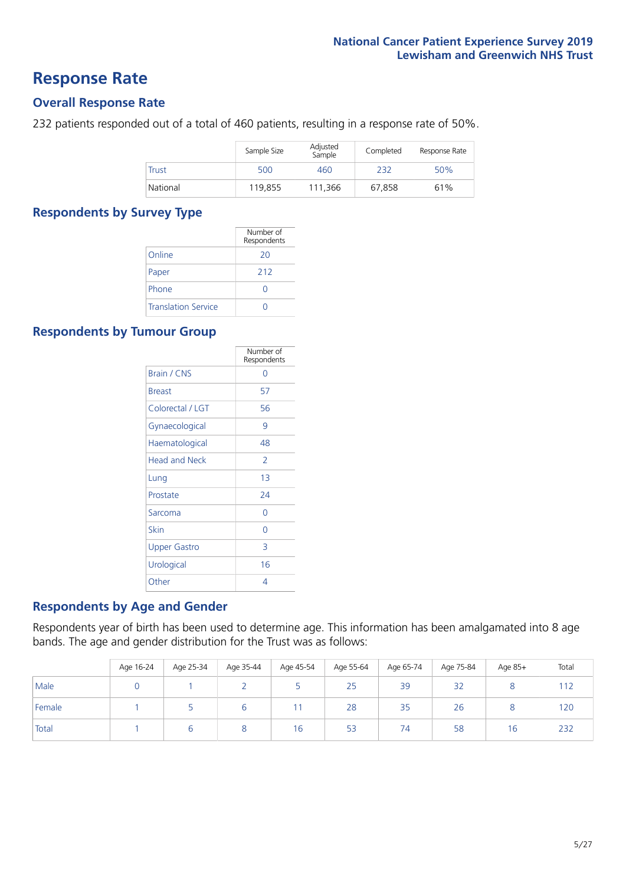# Response Rate

## Overall Response Rate

232 patients responded out of a total of 460 patients, resulting in a response rate of 50%.

| | Sample Size | Adjusted Sample | Completed | Response Rate |
|---|---|---|---|---|
| Trust | 500 | 460 | 232 | 50% |
| National | 119,855 | 111,366 | 67,858 | 61% |

## Respondents by Survey Type

| | Number of Respondents |
|---|---|
| Online | 20 |
| Paper | 212 |
| Phone | 0 |
| Translation Service | 0 |

## Respondents by Tumour Group

| | Number of Respondents |
|---|---|
| Brain / CNS | 0 |
| Breast | 57 |
| Colorectal / LGT | 56 |
| Gynaecological | 9 |
| Haematological | 48 |
| Head and Neck | 2 |
| Lung | 13 |
| Prostate | 24 |
| Sarcoma | 0 |
| Skin | 0 |
| Upper Gastro | 3 |
| Urological | 16 |
| Other | 4 |

## Respondents by Age and Gender

Respondents year of birth has been used to determine age. This information has been amalgamated into 8 age bands. The age and gender distribution for the Trust was as follows:

| | Age 16-24 | Age 25-34 | Age 35-44 | Age 45-54 | Age 55-64 | Age 65-74 | Age 75-84 | Age 85+ | Total |
|---|---|---|---|---|---|---|---|---|---|
| Male | 0 | 1 | 2 | 5 | 25 | 39 | 32 | 8 | 112 |
| Female | 1 | 5 | 6 | 11 | 28 | 35 | 26 | 8 | 120 |
| Total | 1 | 6 | 8 | 16 | 53 | 74 | 58 | 16 | 232 |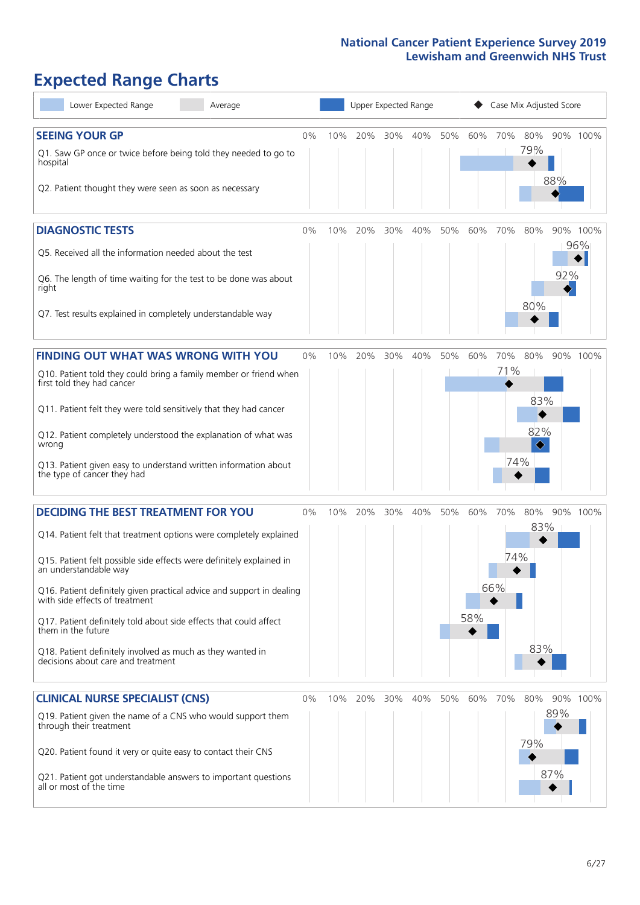# Expected Range Charts

Lower Expected Range | Average | Upper Expected Range | Case Mix Adjusted Score

## SEEING YOUR GP

0% 10% 20% 30% 40% 50% 60% 70% 80% 90% 100%

Q1. Saw GP once or twice before being told they needed to go to hospital

79%

Q2. Patient thought they were seen as soon as necessary

88%

## DIAGNOSTIC TESTS

0% 10% 20% 30% 40% 50% 60% 70% 80% 90% 100%

Q5. Received all the information needed about the test

96%

Q6. The length of time waiting for the test to be done was about right

92%

Q7. Test results explained in completely understandable way

80%

## FINDING OUT WHAT WAS WRONG WITH YOU

0% 10% 20% 30% 40% 50% 60% 70% 80% 90% 100%

Q10. Patient told they could bring a family member or friend when first told they had cancer

71%

Q11. Patient felt they were told sensitively that they had cancer

83%

Q12. Patient completely understood the explanation of what was wrong

82%

Q13. Patient given easy to understand written information about the type of cancer they had

74%

## DECIDING THE BEST TREATMENT FOR YOU

0% 10% 20% 30% 40% 50% 60% 70% 80% 90% 100%

Q14. Patient felt that treatment options were completely explained

83%

Q15. Patient felt possible side effects were definitely explained in an understandable way

74%

Q16. Patient definitely given practical advice and support in dealing with side effects of treatment

66%

Q17. Patient definitely told about side effects that could affect them in the future

58%

Q18. Patient definitely involved as much as they wanted in decisions about care and treatment

83%

## CLINICAL NURSE SPECIALIST (CNS)

0% 10% 20% 30% 40% 50% 60% 70% 80% 90% 100%

Q19. Patient given the name of a CNS who would support them through their treatment

89%

Q20. Patient found it very or quite easy to contact their CNS

79%

Q21. Patient got understandable answers to important questions all or most of the time

87%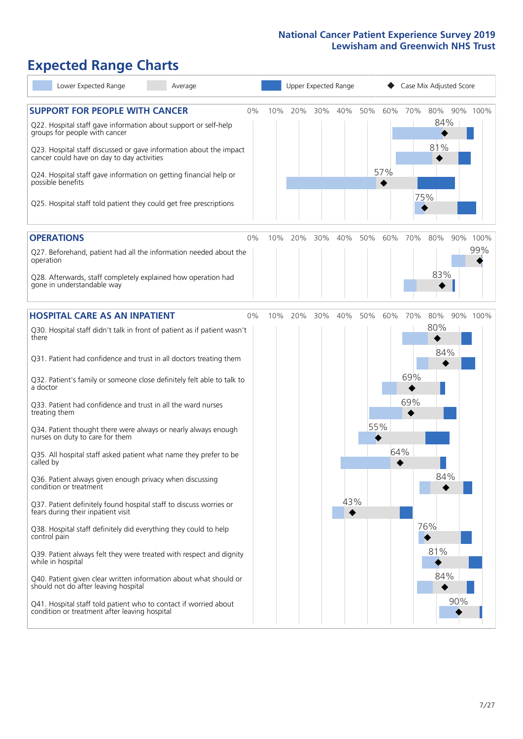# Expected Range Charts

Lower Expected Range | Average | Upper Expected Range | Case Mix Adjusted Score

## SUPPORT FOR PEOPLE WITH CANCER

| Question | Case Mix Adjusted Score |
|---|---|
| Q22. Hospital staff gave information about support or self-help groups for people with cancer | 84% |
| Q23. Hospital staff discussed or gave information about the impact cancer could have on day to day activities | 81% |
| Q24. Hospital staff gave information on getting financial help or possible benefits | 57% |
| Q25. Hospital staff told patient they could get free prescriptions | 75% |

## OPERATIONS

| Question | Case Mix Adjusted Score |
|---|---|
| Q27. Beforehand, patient had all the information needed about the operation | 99% |
| Q28. Afterwards, staff completely explained how operation had gone in understandable way | 83% |

## HOSPITAL CARE AS AN INPATIENT

| Question | Case Mix Adjusted Score |
|---|---|
| Q30. Hospital staff didn't talk in front of patient as if patient wasn't there | 80% |
| Q31. Patient had confidence and trust in all doctors treating them | 84% |
| Q32. Patient's family or someone close definitely felt able to talk to a doctor | 69% |
| Q33. Patient had confidence and trust in all the ward nurses treating them | 69% |
| Q34. Patient thought there were always or nearly always enough nurses on duty to care for them | 55% |
| Q35. All hospital staff asked patient what name they prefer to be called by | 64% |
| Q36. Patient always given enough privacy when discussing condition or treatment | 84% |
| Q37. Patient definitely found hospital staff to discuss worries or fears during their inpatient visit | 43% |
| Q38. Hospital staff definitely did everything they could to help control pain | 76% |
| Q39. Patient always felt they were treated with respect and dignity while in hospital | 81% |
| Q40. Patient given clear written information about what should or should not do after leaving hospital | 84% |
| Q41. Hospital staff told patient who to contact if worried about condition or treatment after leaving hospital | 90% |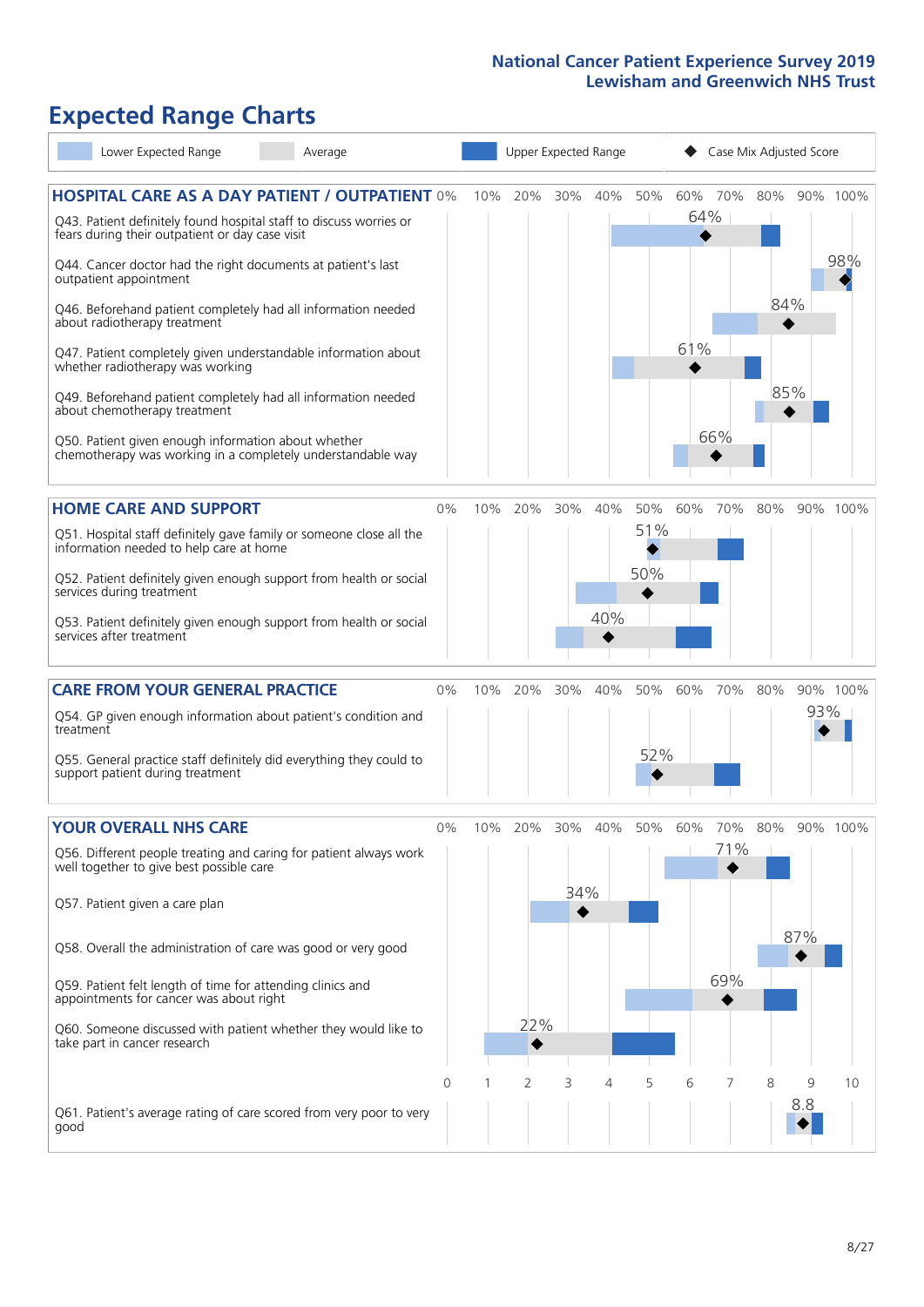# Expected Range Charts

Lower Expected Range | Average | Upper Expected Range | Case Mix Adjusted Score

## HOSPITAL CARE AS A DAY PATIENT / OUTPATIENT

0% 10% 20% 30% 40% 50% 60% 70% 80% 90% 100%

Q43. Patient definitely found hospital staff to discuss worries or fears during their outpatient or day case visit
64%

Q44. Cancer doctor had the right documents at patient's last outpatient appointment
98%

Q46. Beforehand patient completely had all information needed about radiotherapy treatment
84%

Q47. Patient completely given understandable information about whether radiotherapy treatment was working
61%

Q49. Beforehand patient completely had all information needed about chemotherapy treatment
85%

Q50. Patient given enough information about whether chemotherapy was working in a completely understandable way
66%

## HOME CARE AND SUPPORT

0% 10% 20% 30% 40% 50% 60% 70% 80% 90% 100%

Q51. Hospital staff definitely gave family or someone close all the information needed to help care at home
51%

Q52. Patient definitely given enough support from health or social services during treatment
50%

Q53. Patient definitely given enough support from health or social services after treatment
40%

## CARE FROM YOUR GENERAL PRACTICE

0% 10% 20% 30% 40% 50% 60% 70% 80% 90% 100%

Q54. GP given enough information about patient's condition and treatment
93%

Q55. General practice staff definitely did everything they could to support patient during treatment
52%

## YOUR OVERALL NHS CARE

0% 10% 20% 30% 40% 50% 60% 70% 80% 90% 100%

Q56. Different people treating and caring for patient always work well together to give best possible care
71%

Q57. Patient given a care plan
34%

Q58. Overall the administration of care was good or very good
87%

Q59. Patient felt length of time for attending clinics and appointments for cancer was about right
69%

Q60. Someone discussed with patient whether they would like to take part in cancer research
22%

0 1 2 3 4 5 6 7 8 9 10

Q61. Patient's average rating of care scored from very poor to very good
8.8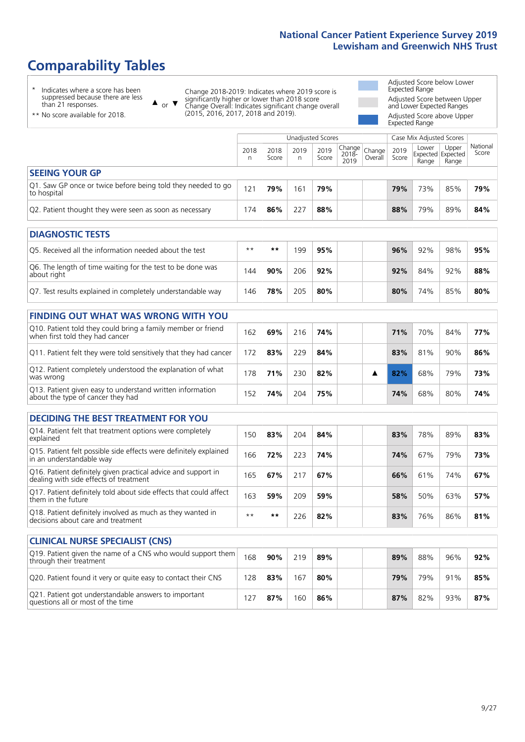# Comparability Tables

\* Indicates where a score has been suppressed because there are less than 21 responses.

\*\* No score available for 2018.

▲ or ▼ Change 2018-2019: Indicates where 2019 score is significantly higher or lower than 2018 score. Change Overall: Indicates significant change overall (2015, 2016, 2017, 2018 and 2019).

Adjusted Score below Lower Expected Range

Adjusted Score between Upper and Lower Expected Ranges

Adjusted Score above Upper Expected Range

| | Unadjusted Scores | | | | | | Case Mix Adjusted Scores | | | |
|---|---|---|---|---|---|---|---|---|---|---|
| | 2018 n | 2018 Score | 2019 n | 2019 Score | Change 2018-2019 | Change Overall | 2019 Score | Lower Expected Range | Upper Expected Range | National Score |
| **SEEING YOUR GP** | | | | | | | | | | |
| Q1. Saw GP once or twice before being told they needed to go to hospital | 121 | **79%** | 161 | **79%** | | | **79%** | 73% | 85% | **79%** |
| Q2. Patient thought they were seen as soon as necessary | 174 | **86%** | 227 | **88%** | | | **88%** | 79% | 89% | **84%** |
| **DIAGNOSTIC TESTS** | | | | | | | | | | |
| Q5. Received all the information needed about the test | ** | ** | 199 | **95%** | | | **96%** | 92% | 98% | **95%** |
| Q6. The length of time waiting for the test to be done was about right | 144 | **90%** | 206 | **92%** | | | **92%** | 84% | 92% | **88%** |
| Q7. Test results explained in completely understandable way | 146 | **78%** | 205 | **80%** | | | **80%** | 74% | 85% | **80%** |
| **FINDING OUT WHAT WAS WRONG WITH YOU** | | | | | | | | | | |
| Q10. Patient told they could bring a family member or friend when first told they had cancer | 162 | **69%** | 216 | **74%** | | | **71%** | 70% | 84% | **77%** |
| Q11. Patient felt they were told sensitively that they had cancer | 172 | **83%** | 229 | **84%** | | | **83%** | 81% | 90% | **86%** |
| Q12. Patient completely understood the explanation of what was wrong | 178 | **71%** | 230 | **82%** | | ▲ | **82%** | 68% | 79% | **73%** |
| Q13. Patient given easy to understand written information about the type of cancer they had | 152 | **74%** | 204 | **75%** | | | **74%** | 68% | 80% | **74%** |
| **DECIDING THE BEST TREATMENT FOR YOU** | | | | | | | | | | |
| Q14. Patient felt that treatment options were completely explained | 150 | **83%** | 204 | **84%** | | | **83%** | 78% | 89% | **83%** |
| Q15. Patient felt possible side effects were definitely explained in an understandable way | 166 | **72%** | 223 | **74%** | | | **74%** | 67% | 79% | **73%** |
| Q16. Patient definitely given practical advice and support in dealing with side effects of treatment | 165 | **67%** | 217 | **67%** | | | **66%** | 61% | 74% | **67%** |
| Q17. Patient definitely told about side effects that could affect them in the future | 163 | **59%** | 209 | **59%** | | | **58%** | 50% | 63% | **57%** |
| Q18. Patient definitely involved as much as they wanted in decisions about care and treatment | ** | ** | 226 | **82%** | | | **83%** | 76% | 86% | **81%** |
| **CLINICAL NURSE SPECIALIST (CNS)** | | | | | | | | | | |
| Q19. Patient given the name of a CNS who would support them through their treatment | 168 | **90%** | 219 | **89%** | | | **89%** | 88% | 96% | **92%** |
| Q20. Patient found it very or quite easy to contact their CNS | 128 | **83%** | 167 | **80%** | | | **79%** | 79% | 91% | **85%** |
| Q21. Patient got understandable answers to important questions all or most of the time | 127 | **87%** | 160 | **86%** | | | **87%** | 82% | 93% | **87%** |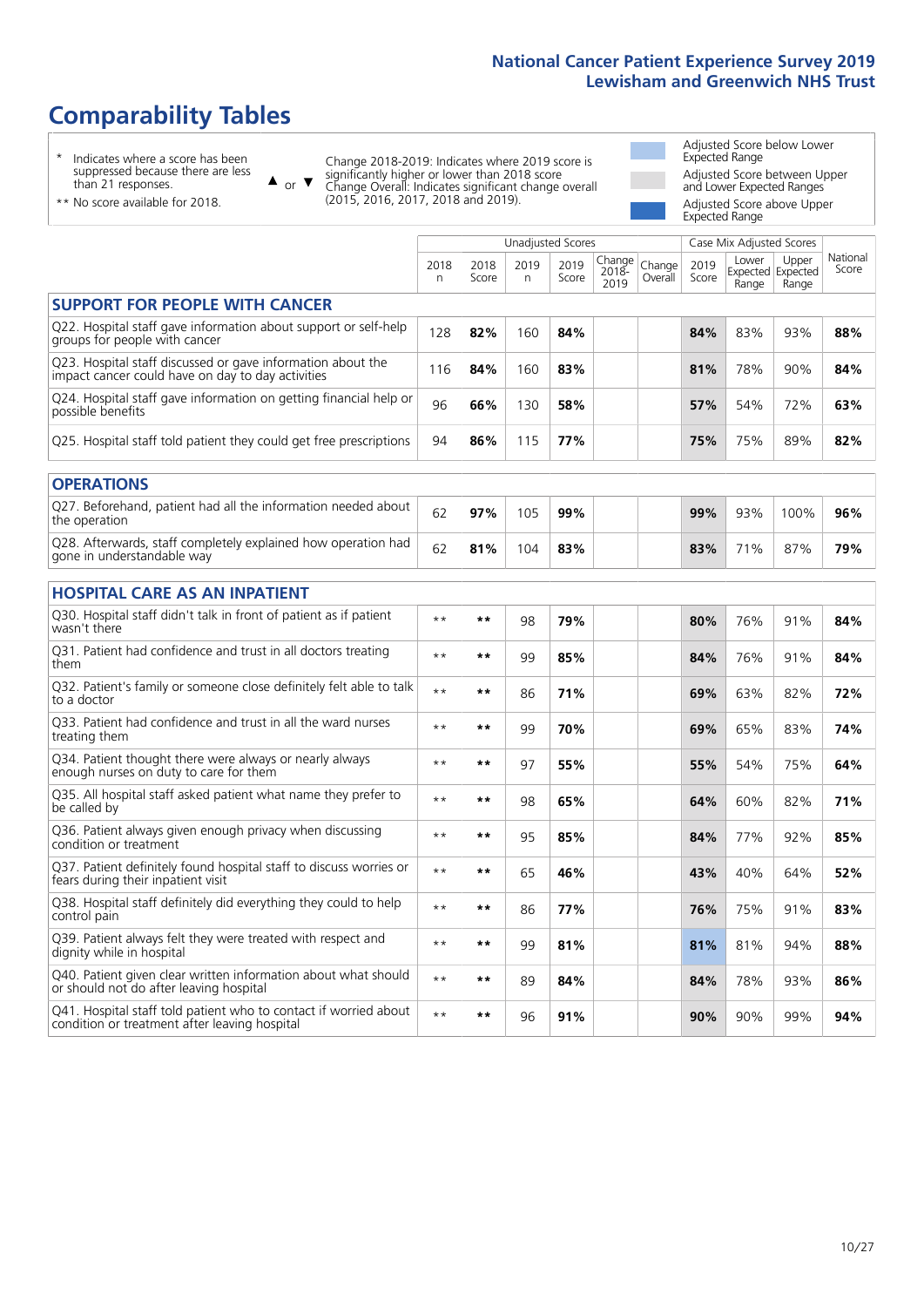# Comparability Tables

\* Indicates where a score has been suppressed because there are less than 21 responses.

** No score available for 2018.

▲ or ▼ Change 2018-2019: Indicates where 2019 score is significantly higher or lower than 2018 score. Change Overall: Indicates significant change overall (2015, 2016, 2017, 2018 and 2019).

Adjusted Score below Lower Expected Range

Adjusted Score between Upper and Lower Expected Ranges

Adjusted Score above Upper Expected Range

| | Unadjusted Scores | | | | | | Case Mix Adjusted Scores | | | |
|---|---|---|---|---|---|---|---|---|---|---|
| | 2018 n | 2018 Score | 2019 n | 2019 Score | Change 2018-2019 | Change Overall | 2019 Score | Lower Expected Range | Upper Expected Range | National Score |
| **SUPPORT FOR PEOPLE WITH CANCER** | | | | | | | | | | |
| Q22. Hospital staff gave information about support or self-help groups for people with cancer | 128 | **82%** | 160 | **84%** | | | **84%** | 83% | 93% | **88%** |
| Q23. Hospital staff discussed or gave information about the impact cancer could have on day to day activities | 116 | **84%** | 160 | **83%** | | | **81%** | 78% | 90% | **84%** |
| Q24. Hospital staff gave information on getting financial help or possible benefits | 96 | **66%** | 130 | **58%** | | | **57%** | 54% | 72% | **63%** |
| Q25. Hospital staff told patient they could get free prescriptions | 94 | **86%** | 115 | **77%** | | | **75%** | 75% | 89% | **82%** |
| **OPERATIONS** | | | | | | | | | | |
| Q27. Beforehand, patient had all the information needed about the operation | 62 | **97%** | 105 | **99%** | | | **99%** | 93% | 100% | **96%** |
| Q28. Afterwards, staff completely explained how operation had gone in understandable way | 62 | **81%** | 104 | **83%** | | | **83%** | 71% | 87% | **79%** |
| **HOSPITAL CARE AS AN INPATIENT** | | | | | | | | | | |
| Q30. Hospital staff didn't talk in front of patient as if patient wasn't there | ** | ** | 98 | **79%** | | | **80%** | 76% | 91% | **84%** |
| Q31. Patient had confidence and trust in all doctors treating them | ** | ** | 99 | **85%** | | | **84%** | 76% | 91% | **84%** |
| Q32. Patient's family or someone close definitely felt able to talk to a doctor | ** | ** | 86 | **71%** | | | **69%** | 63% | 82% | **72%** |
| Q33. Patient had confidence and trust in all the ward nurses treating them | ** | ** | 99 | **70%** | | | **69%** | 65% | 83% | **74%** |
| Q34. Patient thought there were always or nearly always enough nurses on duty to care for them | ** | ** | 97 | **55%** | | | **55%** | 54% | 75% | **64%** |
| Q35. All hospital staff asked patient what name they prefer to be called by | ** | ** | 98 | **65%** | | | **64%** | 60% | 82% | **71%** |
| Q36. Patient always given enough privacy when discussing condition or treatment | ** | ** | 95 | **85%** | | | **84%** | 77% | 92% | **85%** |
| Q37. Patient definitely found hospital staff to discuss worries or fears during their inpatient visit | ** | ** | 65 | **46%** | | | **43%** | 40% | 64% | **52%** |
| Q38. Hospital staff definitely did everything they could to help control pain | ** | ** | 86 | **77%** | | | **76%** | 75% | 91% | **83%** |
| Q39. Patient always felt they were treated with respect and dignity while in hospital | ** | ** | 99 | **81%** | | | **81%** | 81% | 94% | **88%** |
| Q40. Patient given clear written information about what should or should not do after leaving hospital | ** | ** | 89 | **84%** | | | **84%** | 78% | 93% | **86%** |
| Q41. Hospital staff told patient who to contact if worried about condition or treatment after leaving hospital | ** | ** | 96 | **91%** | | | **90%** | 90% | 99% | **94%** |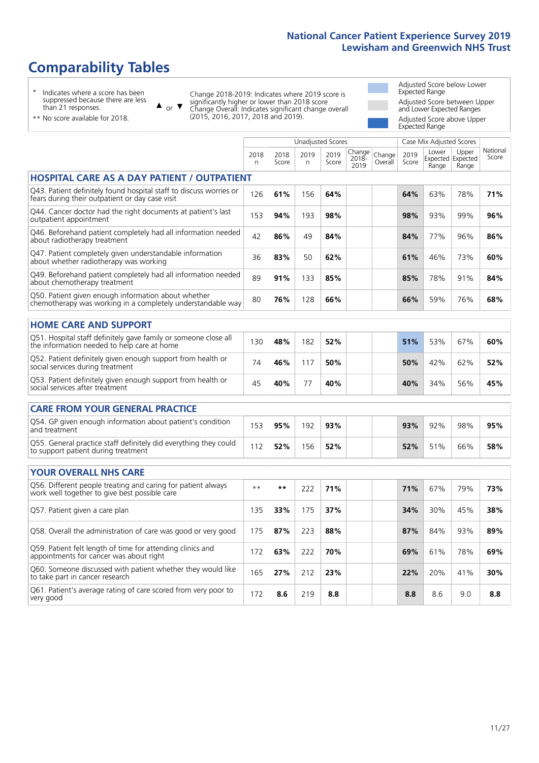# Comparability Tables

\* Indicates where a score has been suppressed because there are less than 21 responses.

\*\* No score available for 2018.

▲ or ▼ Change 2018-2019: Indicates where 2019 score is significantly higher or lower than 2018 score. Change Overall: Indicates significant change overall (2015, 2016, 2017, 2018 and 2019).

Adjusted Score below Lower Expected Range

Adjusted Score between Upper and Lower Expected Ranges

Adjusted Score above Upper Expected Range

| | Unadjusted Scores | | | | | | Case Mix Adjusted Scores | | | |
|---|---|---|---|---|---|---|---|---|---|---|
| | 2018 n | 2018 Score | 2019 n | 2019 Score | Change 2018-2019 | Change Overall | 2019 Score | Lower Expected Range | Upper Expected Range | National Score |
| **HOSPITAL CARE AS A DAY PATIENT / OUTPATIENT** | | | | | | | | | | |
| Q43. Patient definitely found hospital staff to discuss worries or fears during their outpatient or day case visit | 126 | 61% | 156 | 64% | | | 64% | 63% | 78% | 71% |
| Q44. Cancer doctor had the right documents at patient's last outpatient appointment | 153 | 94% | 193 | 98% | | | 98% | 93% | 99% | 96% |
| Q46. Beforehand patient completely had all information needed about radiotherapy treatment | 42 | 86% | 49 | 84% | | | 84% | 77% | 96% | 86% |
| Q47. Patient completely given understandable information about whether radiotherapy was working | 36 | 83% | 50 | 62% | | | 61% | 46% | 73% | 60% |
| Q49. Beforehand patient completely had all information needed about chemotherapy treatment | 89 | 91% | 133 | 85% | | | 85% | 78% | 91% | 84% |
| Q50. Patient given enough information about whether chemotherapy was working in a completely understandable way | 80 | 76% | 128 | 66% | | | 66% | 59% | 76% | 68% |
| **HOME CARE AND SUPPORT** | | | | | | | | | | |
| Q51. Hospital staff definitely gave family or someone close all the information needed to help care at home | 130 | 48% | 182 | 52% | | | 51% | 53% | 67% | 60% |
| Q52. Patient definitely given enough support from health or social services during treatment | 74 | 46% | 117 | 50% | | | 50% | 42% | 62% | 52% |
| Q53. Patient definitely given enough support from health or social services after treatment | 45 | 40% | 77 | 40% | | | 40% | 34% | 56% | 45% |
| **CARE FROM YOUR GENERAL PRACTICE** | | | | | | | | | | |
| Q54. GP given enough information about patient's condition and treatment | 153 | 95% | 192 | 93% | | | 93% | 92% | 98% | 95% |
| Q55. General practice staff definitely did everything they could to support patient during treatment | 112 | 52% | 156 | 52% | | | 52% | 51% | 66% | 58% |
| **YOUR OVERALL NHS CARE** | | | | | | | | | | |
| Q56. Different people treating and caring for patient always work well together to give best possible care | ** | ** | 222 | 71% | | | 71% | 67% | 79% | 73% |
| Q57. Patient given a care plan | 135 | 33% | 175 | 37% | | | 34% | 30% | 45% | 38% |
| Q58. Overall the administration of care was good or very good | 175 | 87% | 223 | 88% | | | 87% | 84% | 93% | 89% |
| Q59. Patient felt length of time for attending clinics and appointments for cancer was about right | 172 | 63% | 222 | 70% | | | 69% | 61% | 78% | 69% |
| Q60. Someone discussed with patient whether they would like to take part in cancer research | 165 | 27% | 212 | 23% | | | 22% | 20% | 41% | 30% |
| Q61. Patient's average rating of care scored from very poor to very good | 172 | 8.6 | 219 | 8.8 | | | 8.8 | 8.6 | 9.0 | 8.8 |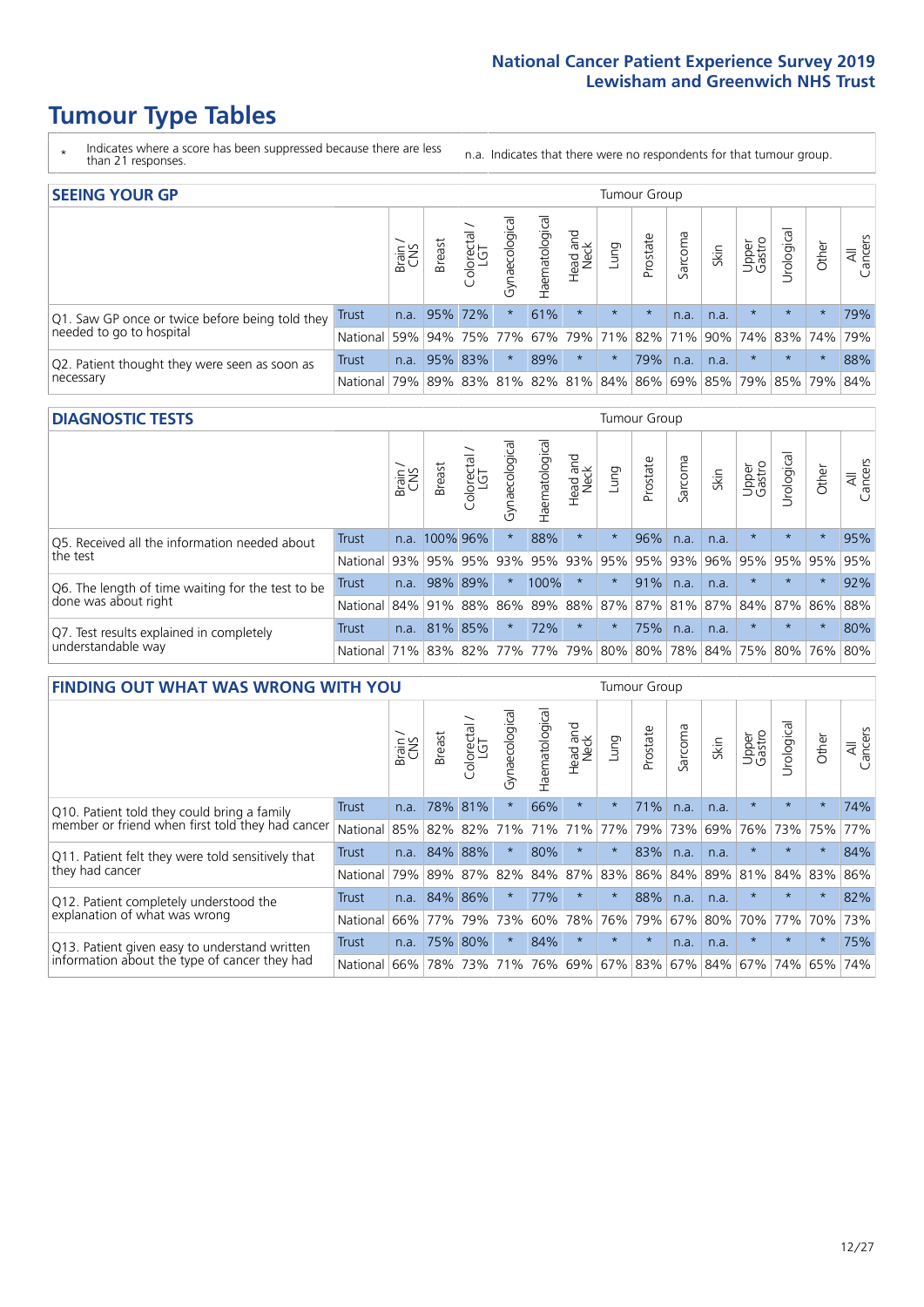# Tumour Type Tables

\* Indicates where a score has been suppressed because there are less than 21 responses.

n.a. Indicates that there were no respondents for that tumour group.

## SEEING YOUR GP

| | | Brain / CNS | Breast | Colorectal / LGT | Gynaecological | Haematological | Head and Neck | Lung | Prostate | Sarcoma | Skin | Upper Gastro | Urological | Other | All Cancers |
|---|---|---|---|---|---|---|---|---|---|---|---|---|---|---|---|
| Q1. Saw GP once or twice before being told they needed to go to hospital | Trust | n.a. | 95% | 72% | * | 61% | * | * | * | n.a. | n.a. | * | * | * | 79% |
| | National | 59% | 94% | 75% | 77% | 67% | 79% | 71% | 82% | 71% | 90% | 74% | 83% | 74% | 79% |
| Q2. Patient thought they were seen as soon as necessary | Trust | n.a. | 95% | 83% | * | 89% | * | * | 79% | n.a. | n.a. | * | * | * | 88% |
| | National | 79% | 89% | 83% | 81% | 82% | 81% | 84% | 86% | 69% | 85% | 79% | 85% | 79% | 84% |

## DIAGNOSTIC TESTS

| | | Brain / CNS | Breast | Colorectal / LGT | Gynaecological | Haematological | Head and Neck | Lung | Prostate | Sarcoma | Skin | Upper Gastro | Urological | Other | All Cancers |
|---|---|---|---|---|---|---|---|---|---|---|---|---|---|---|---|
| Q5. Received all the information needed about the test | Trust | n.a. | 100% | 96% | * | 88% | * | * | 96% | n.a. | n.a. | * | * | * | 95% |
| | National | 93% | 95% | 95% | 93% | 95% | 93% | 95% | 95% | 93% | 96% | 95% | 95% | 95% | 95% |
| Q6. The length of time waiting for the test to be done was about right | Trust | n.a. | 98% | 89% | * | 100% | * | * | 91% | n.a. | n.a. | * | * | * | 92% |
| | National | 84% | 91% | 88% | 86% | 89% | 88% | 87% | 87% | 81% | 87% | 84% | 87% | 86% | 88% |
| Q7. Test results explained in completely understandable way | Trust | n.a. | 81% | 85% | * | 72% | * | * | 75% | n.a. | n.a. | * | * | * | 80% |
| | National | 71% | 83% | 82% | 77% | 77% | 79% | 80% | 80% | 78% | 84% | 75% | 80% | 76% | 80% |

## FINDING OUT WHAT WAS WRONG WITH YOU

| | | Brain / CNS | Breast | Colorectal / LGT | Gynaecological | Haematological | Head and Neck | Lung | Prostate | Sarcoma | Skin | Upper Gastro | Urological | Other | All Cancers |
|---|---|---|---|---|---|---|---|---|---|---|---|---|---|---|---|
| Q10. Patient told they could bring a family member or friend when first told they had cancer | Trust | n.a. | 78% | 81% | * | 66% | * | * | 71% | n.a. | n.a. | * | * | * | 74% |
| | National | 85% | 82% | 82% | 71% | 71% | 71% | 77% | 79% | 73% | 69% | 76% | 73% | 75% | 77% |
| Q11. Patient felt they were told sensitively that they had cancer | Trust | n.a. | 84% | 88% | * | 80% | * | * | 83% | n.a. | n.a. | * | * | * | 84% |
| | National | 79% | 89% | 87% | 82% | 84% | 87% | 83% | 86% | 84% | 89% | 81% | 84% | 83% | 86% |
| Q12. Patient completely understood the explanation of what was wrong | Trust | n.a. | 84% | 86% | * | 77% | * | * | 88% | n.a. | n.a. | * | * | * | 82% |
| | National | 66% | 77% | 79% | 73% | 60% | 78% | 76% | 79% | 67% | 80% | 70% | 77% | 70% | 73% |
| Q13. Patient given easy to understand written information about the type of cancer they had | Trust | n.a. | 75% | 80% | * | 84% | * | * | * | n.a. | n.a. | * | * | * | 75% |
| | National | 66% | 78% | 73% | 71% | 76% | 69% | 67% | 83% | 67% | 84% | 67% | 74% | 65% | 74% |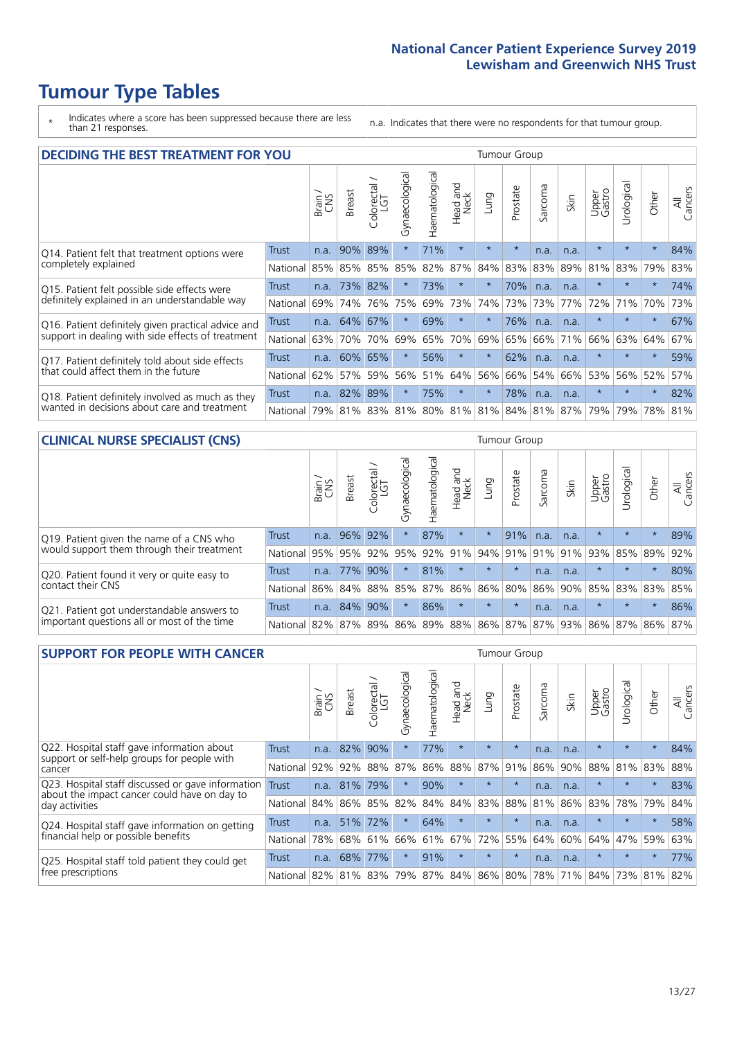# Tumour Type Tables

\* Indicates where a score has been suppressed because there are less than 21 responses.

n.a. Indicates that there were no respondents for that tumour group.

## DECIDING THE BEST TREATMENT FOR YOU

| | | Brain / CNS | Breast | Colorectal / LGT | Gynaecological | Haematological | Head and Neck | Lung | Prostate | Sarcoma | Skin | Upper Gastro | Urological | Other | All Cancers |
|---|---|---|---|---|---|---|---|---|---|---|---|---|---|---|---|
| Q14. Patient felt that treatment options were completely explained | Trust | n.a. | 90% | 89% | * | 71% | * | * | * | n.a. | n.a. | * | * | * | 84% |
| | National | 85% | 85% | 85% | 85% | 82% | 87% | 84% | 83% | 83% | 89% | 81% | 83% | 79% | 83% |
| Q15. Patient felt possible side effects were definitely explained in an understandable way | Trust | n.a. | 73% | 82% | * | 73% | * | * | 70% | n.a. | n.a. | * | * | * | 74% |
| | National | 69% | 74% | 76% | 75% | 69% | 73% | 74% | 73% | 73% | 77% | 72% | 71% | 70% | 73% |
| Q16. Patient definitely given practical advice and support in dealing with side effects of treatment | Trust | n.a. | 64% | 67% | * | 69% | * | * | 76% | n.a. | n.a. | * | * | * | 67% |
| | National | 63% | 70% | 70% | 69% | 65% | 70% | 69% | 65% | 66% | 71% | 66% | 63% | 64% | 67% |
| Q17. Patient definitely told about side effects that could affect them in the future | Trust | n.a. | 60% | 65% | * | 56% | * | * | 62% | n.a. | n.a. | * | * | * | 59% |
| | National | 62% | 57% | 59% | 56% | 51% | 64% | 56% | 66% | 54% | 66% | 53% | 56% | 52% | 57% |
| Q18. Patient definitely involved as much as they wanted in decisions about care and treatment | Trust | n.a. | 82% | 89% | * | 75% | * | * | 78% | n.a. | n.a. | * | * | * | 82% |
| | National | 79% | 81% | 83% | 81% | 80% | 81% | 81% | 84% | 81% | 87% | 79% | 79% | 78% | 81% |

## CLINICAL NURSE SPECIALIST (CNS)

| | | Brain / CNS | Breast | Colorectal / LGT | Gynaecological | Haematological | Head and Neck | Lung | Prostate | Sarcoma | Skin | Upper Gastro | Urological | Other | All Cancers |
|---|---|---|---|---|---|---|---|---|---|---|---|---|---|---|---|
| Q19. Patient given the name of a CNS who would support them through their treatment | Trust | n.a. | 96% | 92% | * | 87% | * | * | 91% | n.a. | n.a. | * | * | * | 89% |
| | National | 95% | 95% | 92% | 95% | 92% | 91% | 94% | 91% | 91% | 91% | 93% | 85% | 89% | 92% |
| Q20. Patient found it very or quite easy to contact their CNS | Trust | n.a. | 77% | 90% | * | 81% | * | * | * | n.a. | n.a. | * | * | * | 80% |
| | National | 86% | 84% | 88% | 85% | 87% | 86% | 86% | 80% | 86% | 90% | 85% | 83% | 83% | 85% |
| Q21. Patient got understandable answers to important questions all or most of the time | Trust | n.a. | 84% | 90% | * | 86% | * | * | * | n.a. | n.a. | * | * | * | 86% |
| | National | 82% | 87% | 89% | 86% | 89% | 88% | 86% | 87% | 87% | 93% | 86% | 87% | 86% | 87% |

## SUPPORT FOR PEOPLE WITH CANCER

| | | Brain / CNS | Breast | Colorectal / LGT | Gynaecological | Haematological | Head and Neck | Lung | Prostate | Sarcoma | Skin | Upper Gastro | Urological | Other | All Cancers |
|---|---|---|---|---|---|---|---|---|---|---|---|---|---|---|---|
| Q22. Hospital staff gave information about support or self-help groups for people with cancer | Trust | n.a. | 82% | 90% | * | 77% | * | * | * | n.a. | n.a. | * | * | * | 84% |
| | National | 92% | 92% | 88% | 87% | 86% | 88% | 87% | 91% | 86% | 90% | 88% | 81% | 83% | 88% |
| Q23. Hospital staff discussed or gave information about the impact cancer could have on day to day activities | Trust | n.a. | 81% | 79% | * | 90% | * | * | * | n.a. | n.a. | * | * | * | 83% |
| | National | 84% | 86% | 85% | 82% | 84% | 84% | 83% | 88% | 81% | 86% | 83% | 78% | 79% | 84% |
| Q24. Hospital staff gave information on getting financial help or possible benefits | Trust | n.a. | 51% | 72% | * | 64% | * | * | * | n.a. | n.a. | * | * | * | 58% |
| | National | 78% | 68% | 61% | 66% | 61% | 67% | 72% | 55% | 64% | 60% | 64% | 47% | 59% | 63% |
| Q25. Hospital staff told patient they could get free prescriptions | Trust | n.a. | 68% | 77% | * | 91% | * | * | * | n.a. | n.a. | * | * | * | 77% |
| | National | 82% | 81% | 83% | 79% | 87% | 84% | 86% | 80% | 78% | 71% | 84% | 73% | 81% | 82% |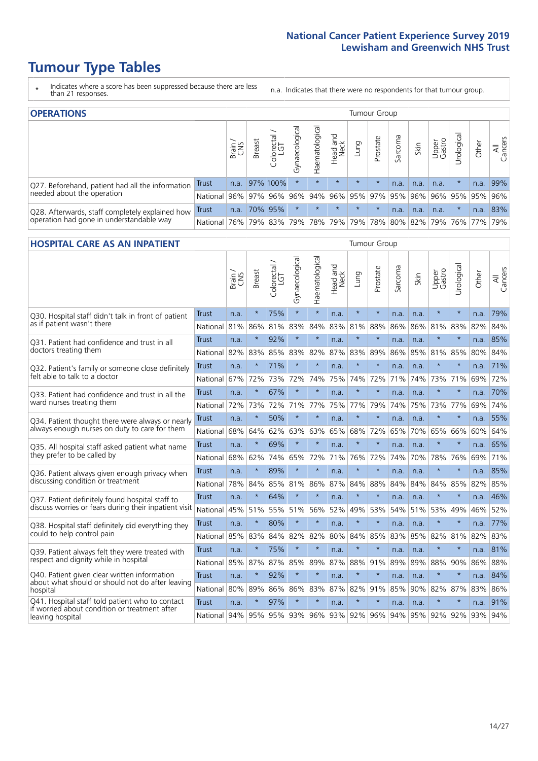# Tumour Type Tables

\* Indicates where a score has been suppressed because there are less than 21 responses.

n.a. Indicates that there were no respondents for that tumour group.

## OPERATIONS

| | | Brain / CNS | Breast | Colorectal / LGT | Gynaecological | Haematological | Head and Neck | Lung | Prostate | Sarcoma | Skin | Upper Gastro | Urological | Other | All Cancers |
|---|---|---|---|---|---|---|---|---|---|---|---|---|---|---|---|
| Q27. Beforehand, patient had all the information needed about the operation | Trust | n.a. | 97% | 100% | * | * | * | * | * | n.a. | n.a. | n.a. | * | n.a. | 99% |
| | National | 96% | 97% | 96% | 96% | 94% | 96% | 95% | 97% | 95% | 96% | 96% | 95% | 95% | 96% |
| Q28. Afterwards, staff completely explained how operation had gone in understandable way | Trust | n.a. | 70% | 95% | * | * | * | * | * | n.a. | n.a. | n.a. | * | n.a. | 83% |
| | National | 76% | 79% | 83% | 79% | 78% | 79% | 79% | 78% | 80% | 82% | 79% | 76% | 77% | 79% |

## HOSPITAL CARE AS AN INPATIENT

| | | Brain / CNS | Breast | Colorectal / LGT | Gynaecological | Haematological | Head and Neck | Lung | Prostate | Sarcoma | Skin | Upper Gastro | Urological | Other | All Cancers |
|---|---|---|---|---|---|---|---|---|---|---|---|---|---|---|---|
| Q30. Hospital staff didn't talk in front of patient as if patient wasn't there | Trust | n.a. | * | 75% | * | * | n.a. | * | * | n.a. | n.a. | * | * | n.a. | 79% |
| | National | 81% | 86% | 81% | 83% | 84% | 83% | 81% | 88% | 86% | 86% | 81% | 83% | 82% | 84% |
| Q31. Patient had confidence and trust in all doctors treating them | Trust | n.a. | * | 92% | * | * | n.a. | * | * | n.a. | n.a. | * | * | n.a. | 85% |
| | National | 82% | 83% | 85% | 83% | 82% | 87% | 83% | 89% | 86% | 85% | 81% | 85% | 80% | 84% |
| Q32. Patient's family or someone close definitely felt able to talk to a doctor | Trust | n.a. | * | 71% | * | * | n.a. | * | * | n.a. | n.a. | * | * | n.a. | 71% |
| | National | 67% | 72% | 73% | 72% | 74% | 75% | 74% | 72% | 71% | 74% | 73% | 71% | 69% | 72% |
| Q33. Patient had confidence and trust in all the ward nurses treating them | Trust | n.a. | * | 67% | * | * | n.a. | * | * | n.a. | n.a. | * | * | n.a. | 70% |
| | National | 72% | 73% | 72% | 71% | 77% | 75% | 77% | 79% | 74% | 75% | 73% | 77% | 69% | 74% |
| Q34. Patient thought there were always or nearly always enough nurses on duty to care for them | Trust | n.a. | * | 50% | * | * | n.a. | * | * | n.a. | n.a. | * | * | n.a. | 55% |
| | National | 68% | 64% | 62% | 63% | 63% | 65% | 68% | 72% | 65% | 70% | 65% | 66% | 60% | 64% |
| Q35. All hospital staff asked patient what name they prefer to be called by | Trust | n.a. | * | 69% | * | * | n.a. | * | * | n.a. | n.a. | * | * | n.a. | 65% |
| | National | 68% | 62% | 74% | 65% | 72% | 71% | 76% | 72% | 74% | 70% | 78% | 76% | 69% | 71% |
| Q36. Patient always given enough privacy when discussing condition or treatment | Trust | n.a. | * | 89% | * | * | n.a. | * | * | n.a. | n.a. | * | * | n.a. | 85% |
| | National | 78% | 84% | 85% | 81% | 86% | 87% | 84% | 88% | 84% | 84% | 84% | 85% | 82% | 85% |
| Q37. Patient definitely found hospital staff to discuss worries or fears during their inpatient visit | Trust | n.a. | * | 64% | * | * | n.a. | * | * | n.a. | n.a. | * | * | n.a. | 46% |
| | National | 45% | 51% | 55% | 51% | 56% | 52% | 49% | 53% | 54% | 51% | 53% | 49% | 46% | 52% |
| Q38. Hospital staff definitely did everything they could to help control pain | Trust | n.a. | * | 80% | * | * | n.a. | * | * | n.a. | n.a. | * | * | n.a. | 77% |
| | National | 85% | 83% | 84% | 82% | 82% | 80% | 84% | 85% | 83% | 85% | 82% | 81% | 82% | 83% |
| Q39. Patient always felt they were treated with respect and dignity while in hospital | Trust | n.a. | * | 75% | * | * | n.a. | * | * | n.a. | n.a. | * | * | n.a. | 81% |
| | National | 85% | 87% | 87% | 85% | 89% | 87% | 88% | 91% | 89% | 89% | 88% | 90% | 86% | 88% |
| Q40. Patient given clear written information about what should or should not do after leaving hospital | Trust | n.a. | * | 92% | * | * | n.a. | * | * | n.a. | n.a. | * | * | n.a. | 84% |
| | National | 80% | 89% | 86% | 86% | 83% | 87% | 82% | 91% | 85% | 90% | 82% | 87% | 83% | 86% |
| Q41. Hospital staff told patient who to contact if worried about condition or treatment after leaving hospital | Trust | n.a. | * | 97% | * | * | n.a. | * | * | n.a. | n.a. | * | * | n.a. | 91% |
| | National | 94% | 95% | 95% | 93% | 96% | 93% | 92% | 96% | 94% | 95% | 92% | 92% | 93% | 94% |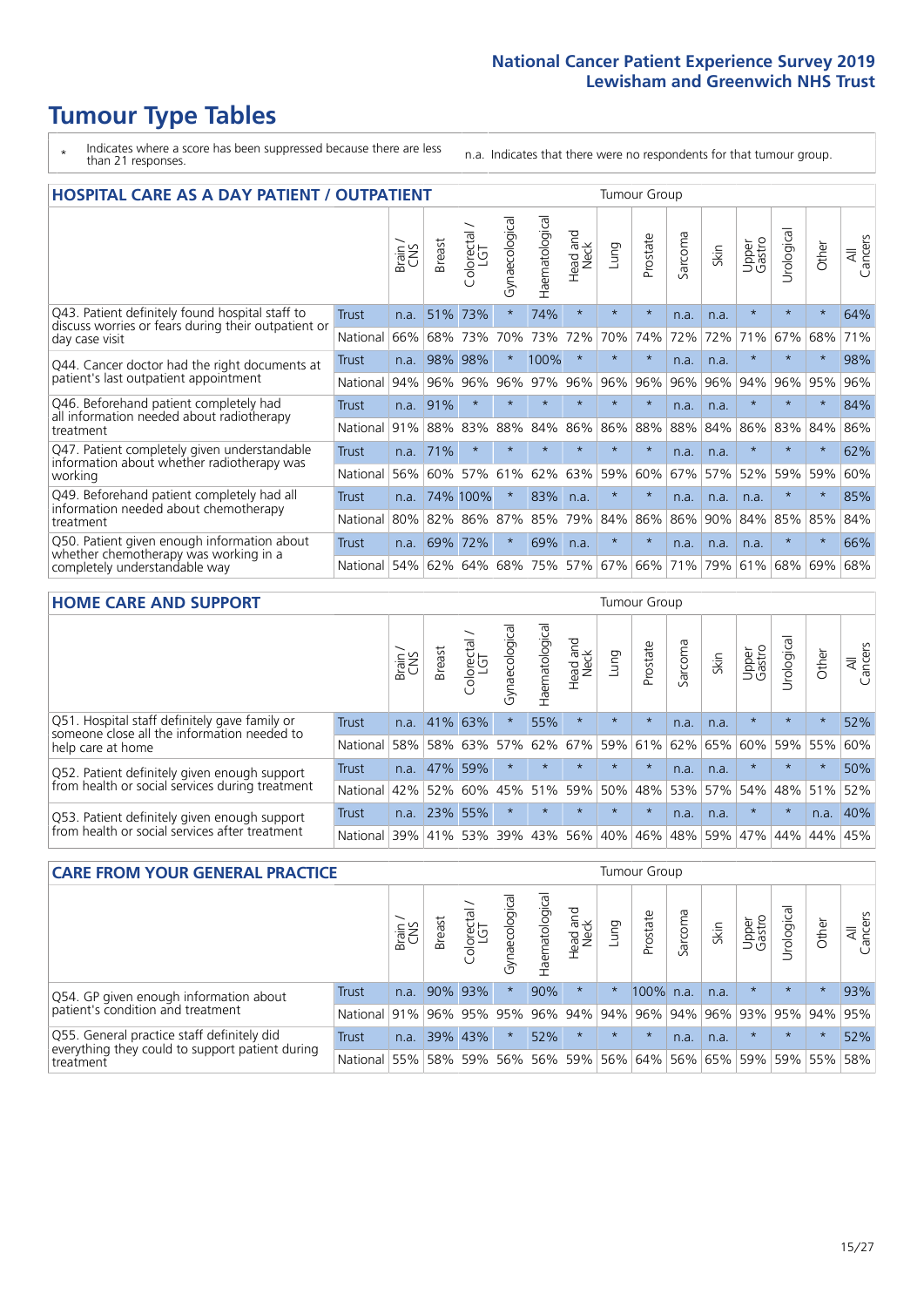# Tumour Type Tables

\* Indicates where a score has been suppressed because there are less than 21 responses.

n.a. Indicates that there were no respondents for that tumour group.

## HOSPITAL CARE AS A DAY PATIENT / OUTPATIENT

| | | Brain / CNS | Breast | Colorectal / LGT | Gynaecological | Haematological | Head and Neck | Lung | Prostate | Sarcoma | Skin | Upper Gastro | Urological | Other | All Cancers |
|---|---|---|---|---|---|---|---|---|---|---|---|---|---|---|---|
| Q43. Patient definitely found hospital staff to discuss worries or fears during their outpatient or day case visit | Trust | n.a. | 51% | 73% | * | 74% | * | * | * | n.a. | n.a. | * | * | * | 64% |
| | National | 66% | 68% | 73% | 70% | 73% | 72% | 70% | 74% | 72% | 72% | 71% | 67% | 68% | 71% |
| Q44. Cancer doctor had the right documents at patient's last outpatient appointment | Trust | n.a. | 98% | 98% | * | 100% | * | * | * | n.a. | n.a. | * | * | * | 98% |
| | National | 94% | 96% | 96% | 96% | 97% | 96% | 96% | 96% | 96% | 96% | 94% | 96% | 95% | 96% |
| Q46. Beforehand patient completely had all information needed about radiotherapy treatment | Trust | n.a. | 91% | * | * | * | * | * | * | n.a. | n.a. | * | * | * | 84% |
| | National | 91% | 88% | 83% | 88% | 84% | 86% | 86% | 88% | 88% | 84% | 86% | 83% | 84% | 86% |
| Q47. Patient completely given understandable information about whether radiotherapy was working | Trust | n.a. | 71% | * | * | * | * | * | * | n.a. | n.a. | * | * | * | 62% |
| | National | 56% | 60% | 57% | 61% | 62% | 63% | 59% | 60% | 67% | 57% | 52% | 59% | 59% | 60% |
| Q49. Beforehand patient completely had all information needed about chemotherapy treatment | Trust | n.a. | 74% | 100% | * | 83% | n.a. | * | * | n.a. | n.a. | n.a. | * | * | 85% |
| | National | 80% | 82% | 86% | 87% | 85% | 79% | 84% | 86% | 86% | 90% | 84% | 85% | 85% | 84% |
| Q50. Patient given enough information about whether chemotherapy was working in a completely understandable way | Trust | n.a. | 69% | 72% | * | 69% | n.a. | * | * | n.a. | n.a. | n.a. | * | * | 66% |
| | National | 54% | 62% | 64% | 68% | 75% | 57% | 67% | 66% | 71% | 79% | 61% | 68% | 69% | 68% |

## HOME CARE AND SUPPORT

| | | Brain / CNS | Breast | Colorectal / LGT | Gynaecological | Haematological | Head and Neck | Lung | Prostate | Sarcoma | Skin | Upper Gastro | Urological | Other | All Cancers |
|---|---|---|---|---|---|---|---|---|---|---|---|---|---|---|---|
| Q51. Hospital staff definitely gave family or someone close all the information needed to help care at home | Trust | n.a. | 41% | 63% | * | 55% | * | * | * | n.a. | n.a. | * | * | * | 52% |
| | National | 58% | 58% | 63% | 57% | 62% | 67% | 59% | 61% | 62% | 65% | 60% | 59% | 55% | 60% |
| Q52. Patient definitely given enough support from health or social services during treatment | Trust | n.a. | 47% | 59% | * | * | * | * | * | n.a. | n.a. | * | * | * | 50% |
| | National | 42% | 52% | 60% | 45% | 51% | 59% | 50% | 48% | 53% | 57% | 54% | 48% | 51% | 52% |
| Q53. Patient definitely given enough support from health or social services after treatment | Trust | n.a. | 23% | 55% | * | * | * | * | * | n.a. | n.a. | * | * | n.a. | 40% |
| | National | 39% | 41% | 53% | 39% | 43% | 56% | 40% | 46% | 48% | 59% | 47% | 44% | 44% | 45% |

## CARE FROM YOUR GENERAL PRACTICE

| | | Brain / CNS | Breast | Colorectal / LGT | Gynaecological | Haematological | Head and Neck | Lung | Prostate | Sarcoma | Skin | Upper Gastro | Urological | Other | All Cancers |
|---|---|---|---|---|---|---|---|---|---|---|---|---|---|---|---|
| Q54. GP given enough information about patient's condition and treatment | Trust | n.a. | 90% | 93% | * | 90% | * | * | 100% | n.a. | n.a. | * | * | * | 93% |
| | National | 91% | 96% | 95% | 95% | 96% | 94% | 94% | 96% | 94% | 96% | 93% | 95% | 94% | 95% |
| Q55. General practice staff definitely did everything they could to support patient during treatment | Trust | n.a. | 39% | 43% | * | 52% | * | * | * | n.a. | n.a. | * | * | * | 52% |
| | National | 55% | 58% | 59% | 56% | 56% | 59% | 56% | 64% | 56% | 65% | 59% | 59% | 55% | 58% |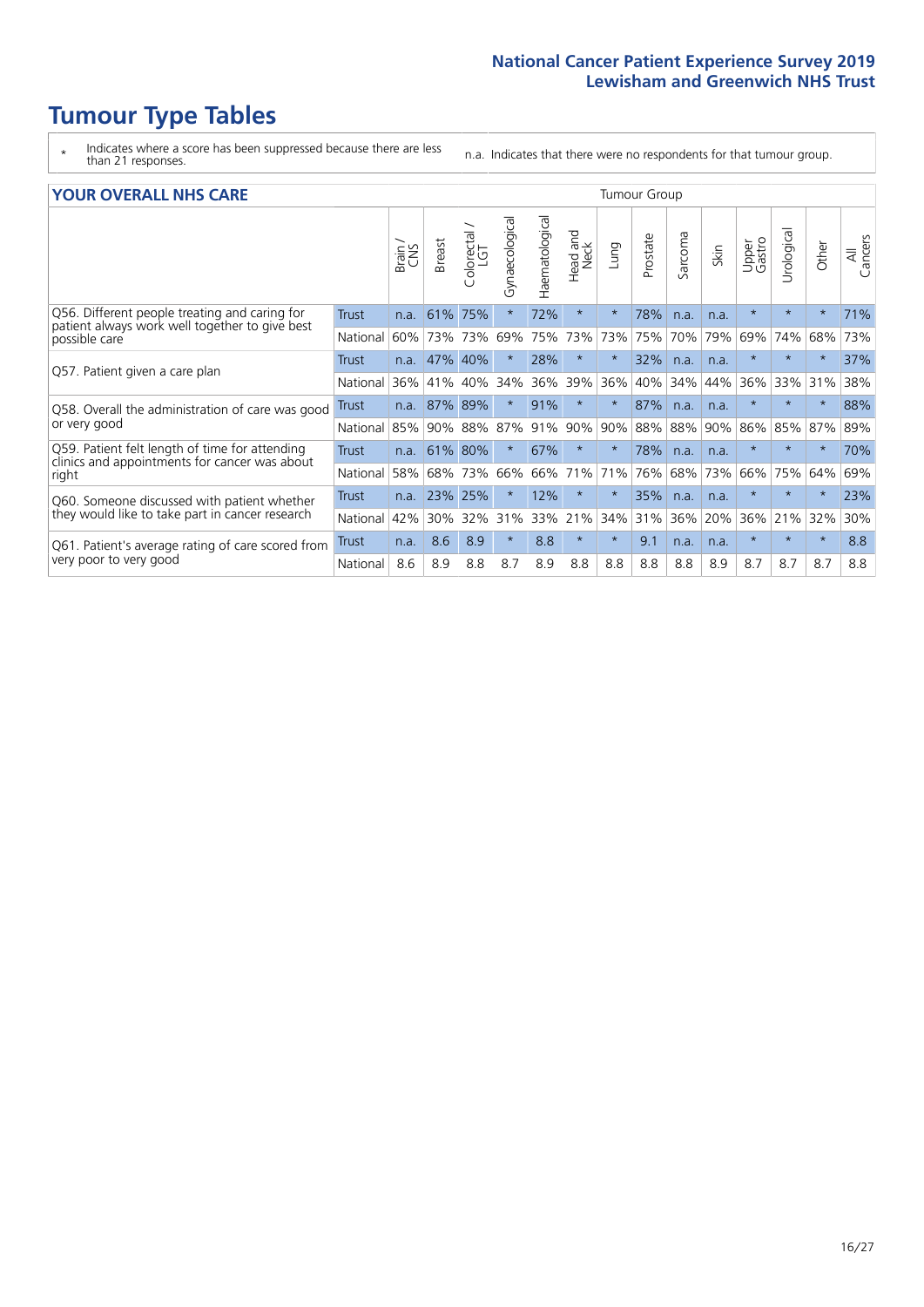# Tumour Type Tables

\* Indicates where a score has been suppressed because there are less than 21 responses.

n.a. Indicates that there were no respondents for that tumour group.

## YOUR OVERALL NHS CARE

| | | Tumour Group | | | | | | | | | | | | | |
|---|---|---|---|---|---|---|---|---|---|---|---|---|---|---|---|
| | | Brain / CNS | Breast | Colorectal / LGT | Gynaecological | Haematological | Head and Neck | Lung | Prostate | Sarcoma | Skin | Upper Gastro | Urological | Other | All Cancers |
| Q56. Different people treating and caring for patient always work well together to give best possible care | Trust | n.a. | 61% | 75% | * | 72% | * | * | 78% | n.a. | n.a. | * | * | * | 71% |
| | National | 60% | 73% | 73% | 69% | 75% | 73% | 73% | 75% | 70% | 79% | 69% | 74% | 68% | 73% |
| Q57. Patient given a care plan | Trust | n.a. | 47% | 40% | * | 28% | * | * | 32% | n.a. | n.a. | * | * | * | 37% |
| | National | 36% | 41% | 40% | 34% | 36% | 39% | 36% | 40% | 34% | 44% | 36% | 33% | 31% | 38% |
| Q58. Overall the administration of care was good or very good | Trust | n.a. | 87% | 89% | * | 91% | * | * | 87% | n.a. | n.a. | * | * | * | 88% |
| | National | 85% | 90% | 88% | 87% | 91% | 90% | 90% | 88% | 88% | 90% | 86% | 85% | 87% | 89% |
| Q59. Patient felt length of time for attending clinics and appointments for cancer was about right | Trust | n.a. | 61% | 80% | * | 67% | * | * | 78% | n.a. | n.a. | * | * | * | 70% |
| | National | 58% | 68% | 73% | 66% | 66% | 71% | 71% | 76% | 68% | 73% | 66% | 75% | 64% | 69% |
| Q60. Someone discussed with patient whether they would like to take part in cancer research | Trust | n.a. | 23% | 25% | * | 12% | * | * | 35% | n.a. | n.a. | * | * | * | 23% |
| | National | 42% | 30% | 32% | 31% | 33% | 21% | 34% | 31% | 36% | 20% | 36% | 21% | 32% | 30% |
| Q61. Patient's average rating of care scored from very poor to very good | Trust | n.a. | 8.6 | 8.9 | * | 8.8 | * | * | 9.1 | n.a. | n.a. | * | * | * | 8.8 |
| | National | 8.6 | 8.9 | 8.8 | 8.7 | 8.9 | 8.8 | 8.8 | 8.8 | 8.8 | 8.9 | 8.7 | 8.7 | 8.7 | 8.8 |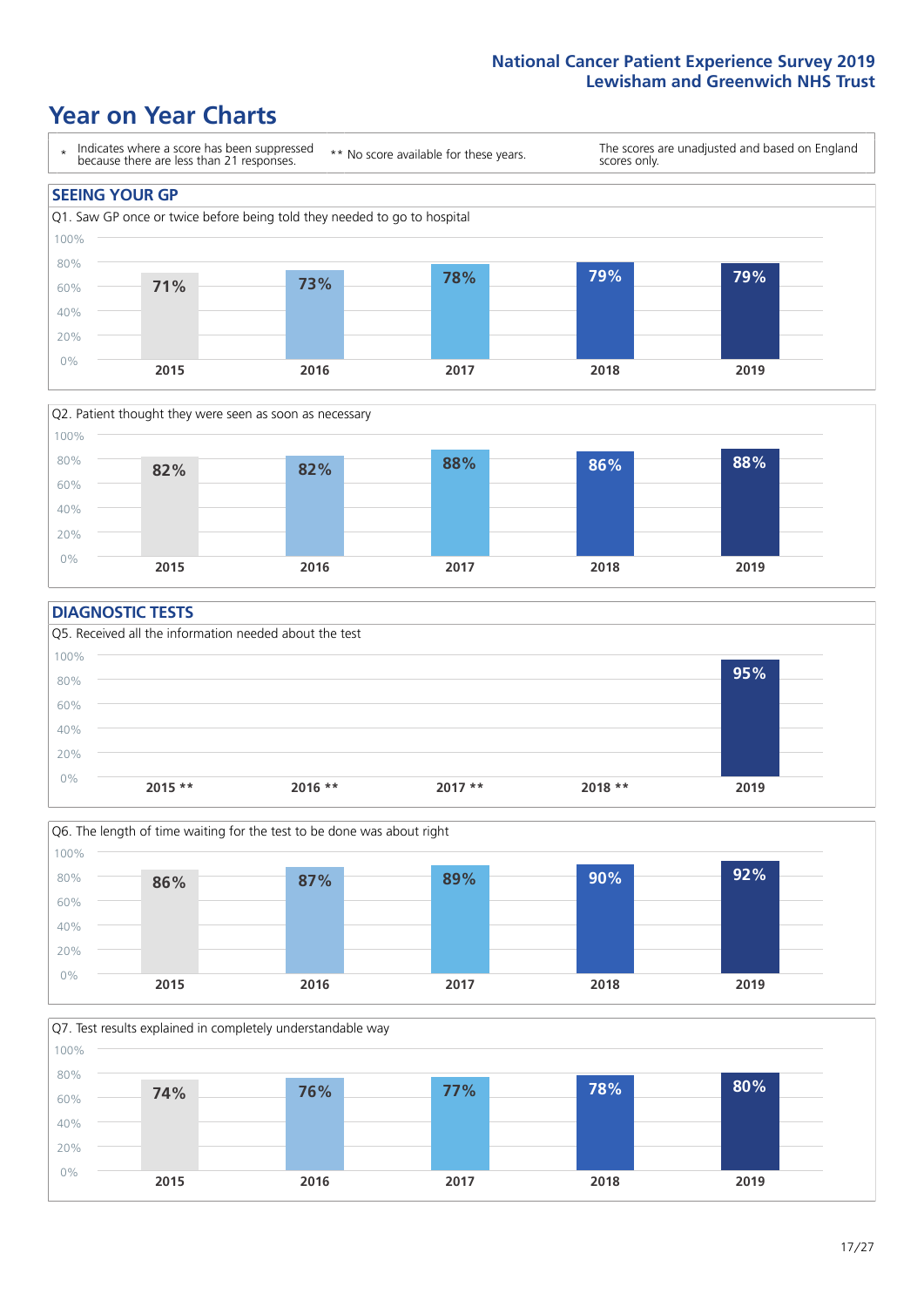# Year on Year Charts

\* Indicates where a score has been suppressed because there are less than 21 responses.

** No score available for these years.

The scores are unadjusted and based on England scores only.

## SEEING YOUR GP

Q1. Saw GP once or twice before being told they needed to go to hospital

100%
80%
60%
40%
20%
0%

71% 2015
73% 2016
78% 2017
79% 2018
79% 2019

Q2. Patient thought they were seen as soon as necessary

100%
80%
60%
40%
20%
0%

82% 2015
82% 2016
88% 2017
86% 2018
88% 2019

## DIAGNOSTIC TESTS

Q5. Received all the information needed about the test

100%
80%
60%
40%
20%
0%

2015 **
2016 **
2017 **
2018 **
95% 2019

Q6. The length of time waiting for the test to be done was about right

100%
80%
60%
40%
20%
0%

86% 2015
87% 2016
89% 2017
90% 2018
92% 2019

Q7. Test results explained in completely understandable way

100%
80%
60%
40%
20%
0%

74% 2015
76% 2016
77% 2017
78% 2018
80% 2019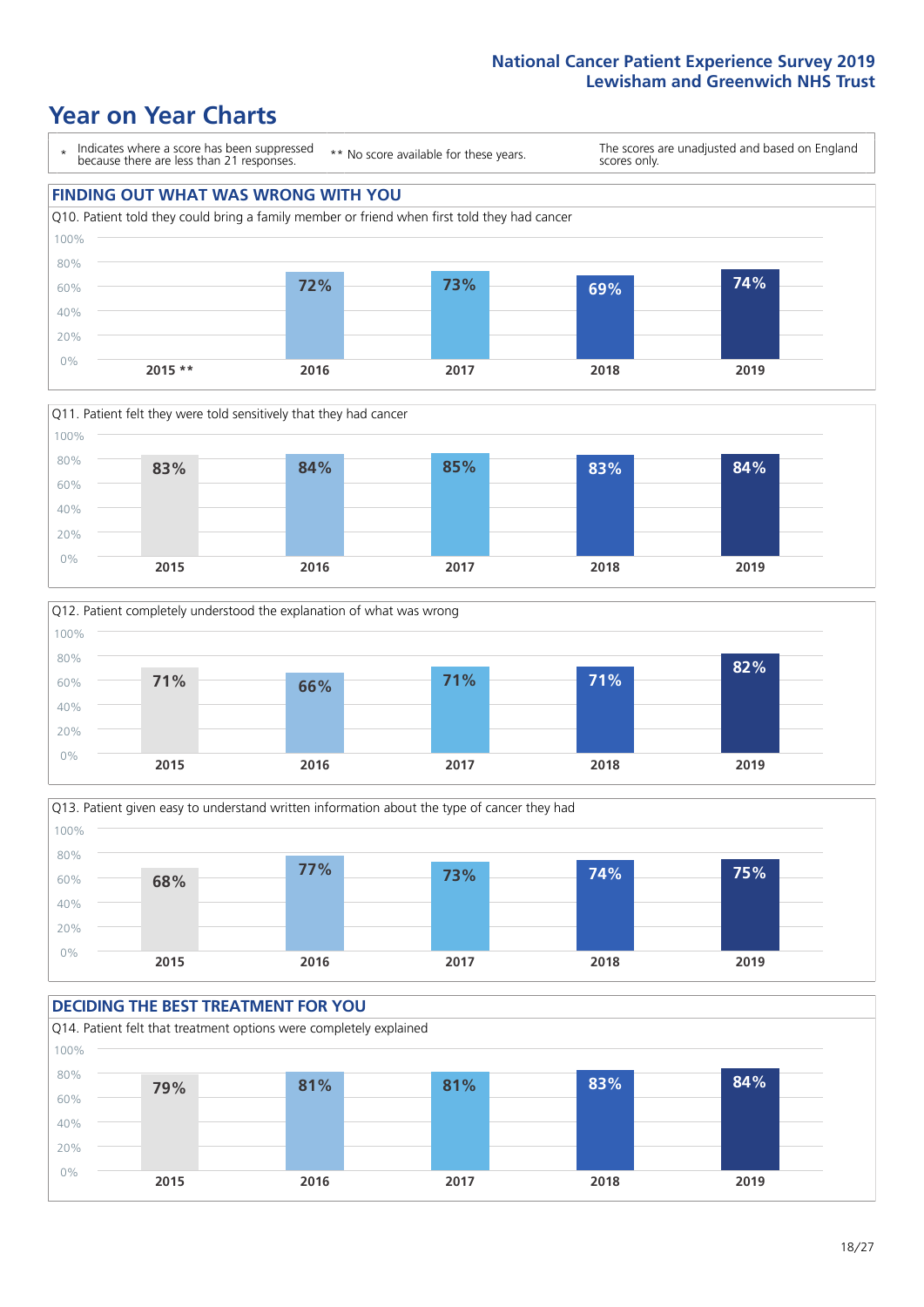# Year on Year Charts

\* Indicates where a score has been suppressed because there are less than 21 responses.

\*\* No score available for these years.

The scores are unadjusted and based on England scores only.

## FINDING OUT WHAT WAS WRONG WITH YOU

Q10. Patient told they could bring a family member or friend when first told they had cancer

100%
80%
60%
40%
20%
0%

72%
73%
69%
74%

2015 **
2016
2017
2018
2019

Q11. Patient felt they were told sensitively that they had cancer

100%
80%
60%
40%
20%
0%

83%
84%
85%
83%
84%

2015
2016
2017
2018
2019

Q12. Patient completely understood the explanation of what was wrong

100%
80%
60%
40%
20%
0%

71%
66%
71%
71%
82%

2015
2016
2017
2018
2019

Q13. Patient given easy to understand written information about the type of cancer they had

100%
80%
60%
40%
20%
0%

68%
77%
73%
74%
75%

2015
2016
2017
2018
2019

## DECIDING THE BEST TREATMENT FOR YOU

Q14. Patient felt that treatment options were completely explained

100%
80%
60%
40%
20%
0%

79%
81%
81%
83%
84%

2015
2016
2017
2018
2019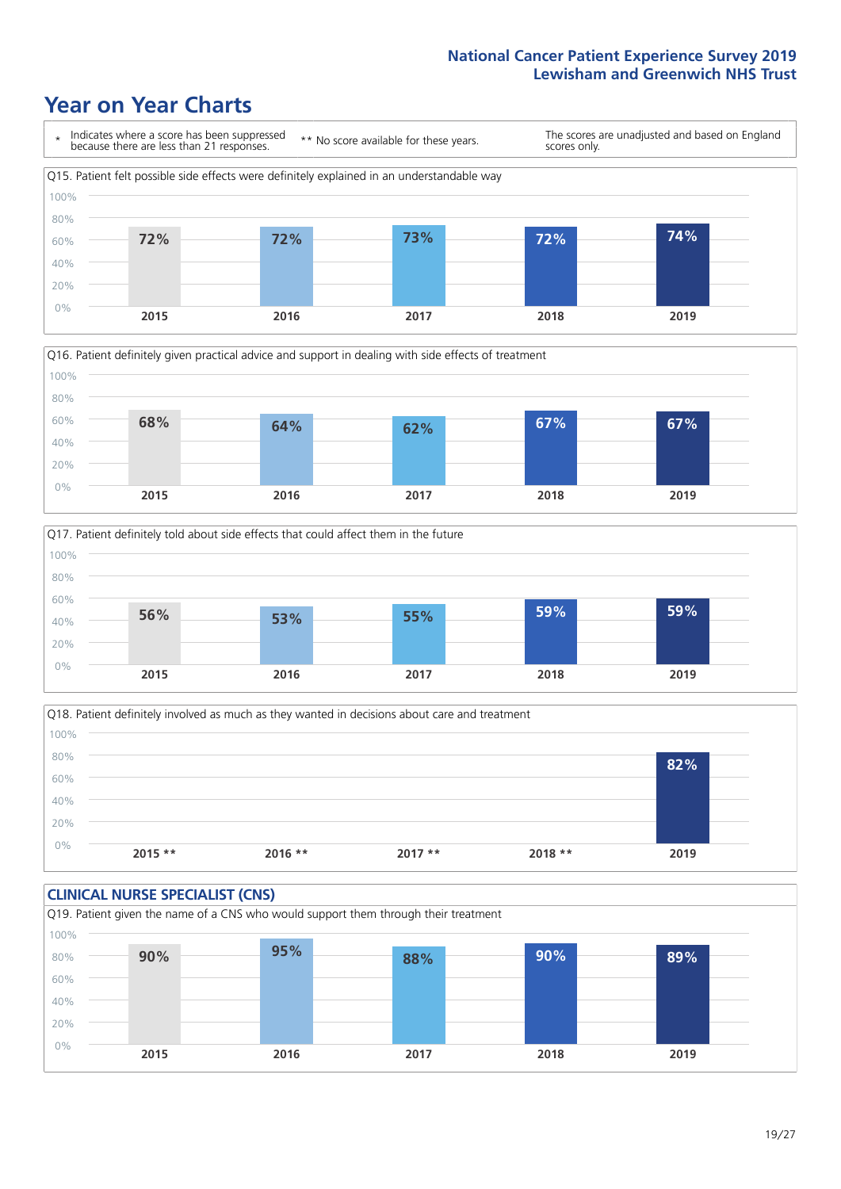# Year on Year Charts

\* Indicates where a score has been suppressed because there are less than 21 responses.

** No score available for these years.

The scores are unadjusted and based on England scores only.

Q15. Patient felt possible side effects were definitely explained in an understandable way

100%
80%
60%
40%
20%
0%

72% 2015
72% 2016
73% 2017
72% 2018
74% 2019

Q16. Patient definitely given practical advice and support in dealing with side effects of treatment

100%
80%
60%
40%
20%
0%

68% 2015
64% 2016
62% 2017
67% 2018
67% 2019

Q17. Patient definitely told about side effects that could affect them in the future

100%
80%
60%
40%
20%
0%

56% 2015
53% 2016
55% 2017
59% 2018
59% 2019

Q18. Patient definitely involved as much as they wanted in decisions about care and treatment

100%
80%
60%
40%
20%
0%

2015 **
2016 **
2017 **
2018 **
82% 2019

## CLINICAL NURSE SPECIALIST (CNS)

Q19. Patient given the name of a CNS who would support them through their treatment

100%
80%
60%
40%
20%
0%

90% 2015
95% 2016
88% 2017
90% 2018
89% 2019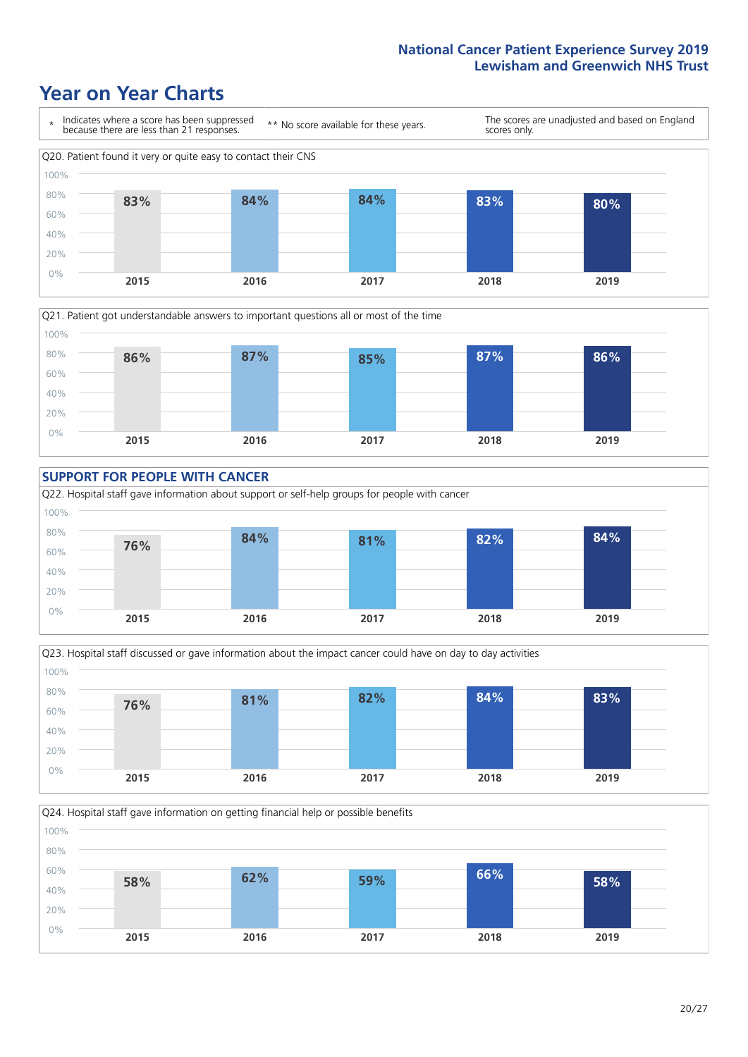# Year on Year Charts

\* Indicates where a score has been suppressed because there are less than 21 responses.

\*\* No score available for these years.

The scores are unadjusted and based on England scores only.

Q20. Patient found it very or quite easy to contact their CNS

100%
80%
60%
40%
20%
0%

83% 84% 84% 83% 80%

2015 2016 2017 2018 2019

Q21. Patient got understandable answers to important questions all or most of the time

100%
80%
60%
40%
20%
0%

86% 87% 85% 87% 86%

2015 2016 2017 2018 2019

## SUPPORT FOR PEOPLE WITH CANCER

Q22. Hospital staff gave information about support or self-help groups for people with cancer

100%
80%
60%
40%
20%
0%

76% 84% 81% 82% 84%

2015 2016 2017 2018 2019

Q23. Hospital staff discussed or gave information about the impact cancer could have on day to day activities

100%
80%
60%
40%
20%
0%

76% 81% 82% 84% 83%

2015 2016 2017 2018 2019

Q24. Hospital staff gave information on getting financial help or possible benefits

100%
80%
60%
40%
20%
0%

58% 62% 59% 66% 58%

2015 2016 2017 2018 2019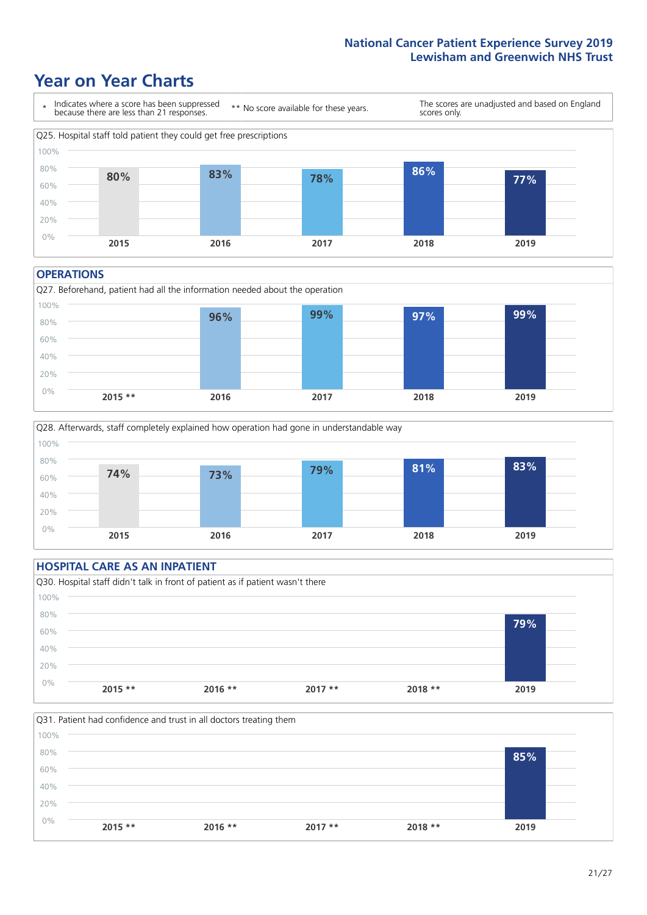# Year on Year Charts

\* Indicates where a score has been suppressed because there are less than 21 responses.

** No score available for these years.

The scores are unadjusted and based on England scores only.

Q25. Hospital staff told patient they could get free prescriptions

100%
80%
60%
40%
20%
0%

80% 83% 78% 86% 77%

2015 2016 2017 2018 2019

## OPERATIONS

Q27. Beforehand, patient had all the information needed about the operation

100%
80%
60%
40%
20%
0%

96% 99% 97% 99%

2015 ** 2016 2017 2018 2019

Q28. Afterwards, staff completely explained how operation had gone in understandable way

100%
80%
60%
40%
20%
0%

74% 73% 79% 81% 83%

2015 2016 2017 2018 2019

## HOSPITAL CARE AS AN INPATIENT

Q30. Hospital staff didn't talk in front of patient as if patient wasn't there

100%
80%
60%
40%
20%
0%

79%

2015 ** 2016 ** 2017 ** 2018 ** 2019

Q31. Patient had confidence and trust in all doctors treating them

100%
80%
60%
40%
20%
0%

85%

2015 ** 2016 ** 2017 ** 2018 ** 2019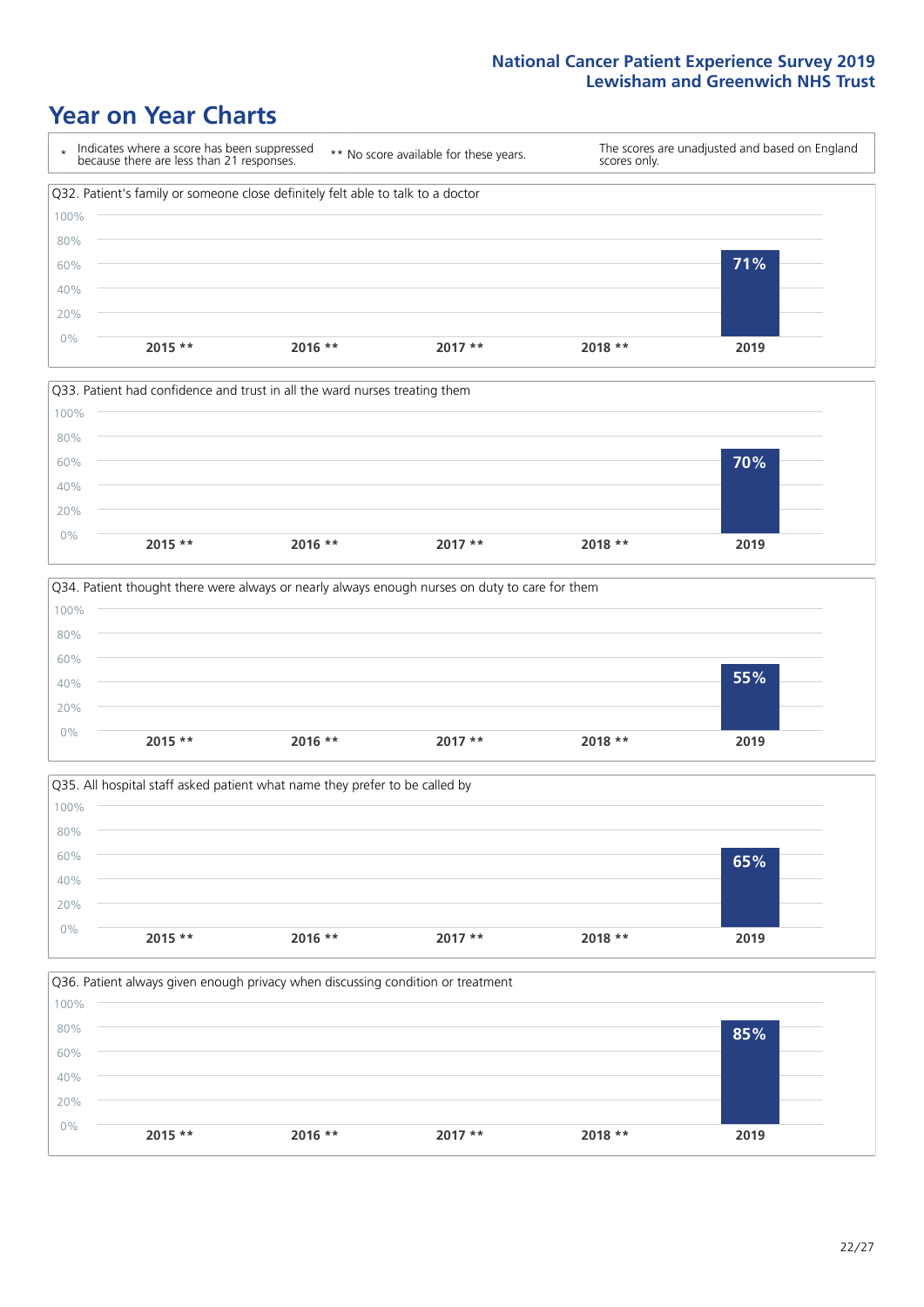# Year on Year Charts

\* Indicates where a score has been suppressed because there are less than 21 responses.

** No score available for these years.

The scores are unadjusted and based on England scores only.

Q32. Patient's family or someone close definitely felt able to talk to a doctor

100%
80%
60%
40%
20%
0%

2015 ** 2016 ** 2017 ** 2018 ** 2019

71%

Q33. Patient had confidence and trust in all the ward nurses treating them

100%
80%
60%
40%
20%
0%

2015 ** 2016 ** 2017 ** 2018 ** 2019

70%

Q34. Patient thought there were always or nearly always enough nurses on duty to care for them

100%
80%
60%
40%
20%
0%

2015 ** 2016 ** 2017 ** 2018 ** 2019

55%

Q35. All hospital staff asked patient what name they prefer to be called by

100%
80%
60%
40%
20%
0%

2015 ** 2016 ** 2017 ** 2018 ** 2019

65%

Q36. Patient always given enough privacy when discussing condition or treatment

100%
80%
60%
40%
20%
0%

2015 ** 2016 ** 2017 ** 2018 ** 2019

85%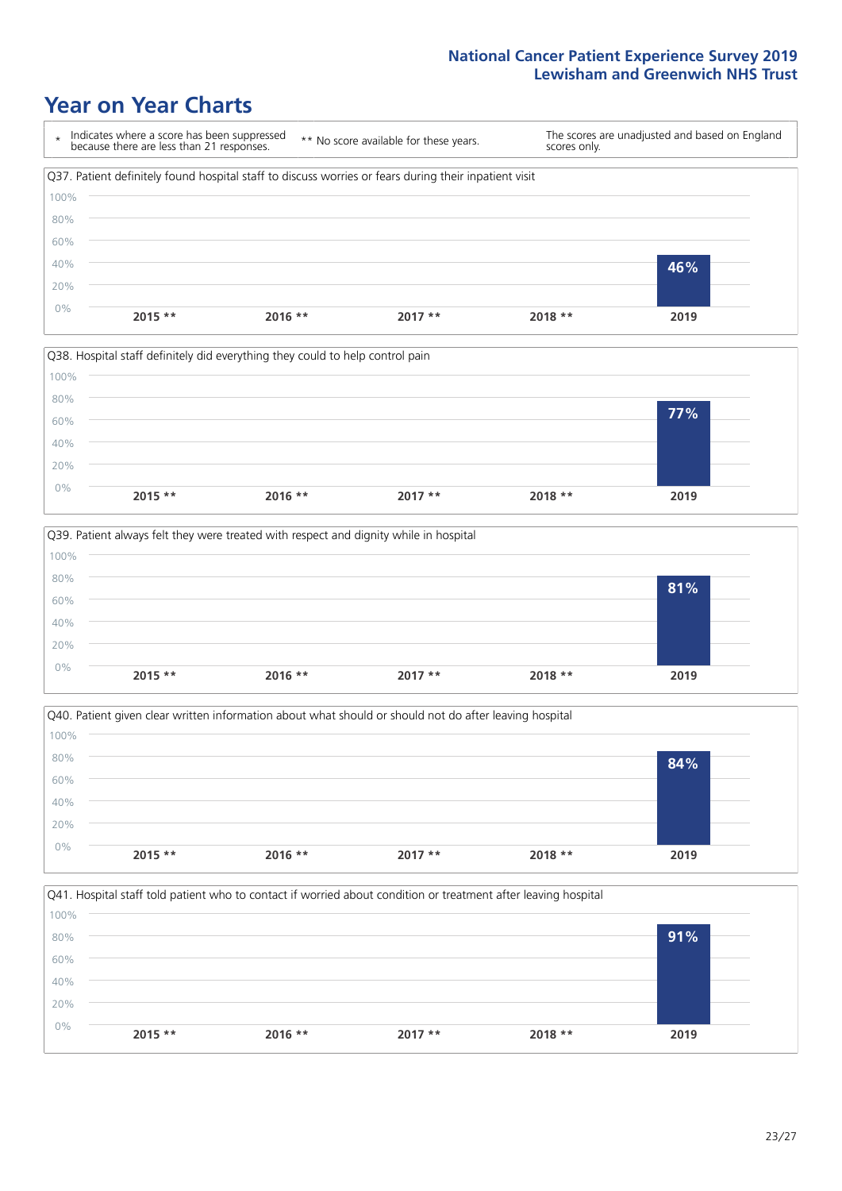# Year on Year Charts

\* Indicates where a score has been suppressed because there are less than 21 responses.

\*\* No score available for these years.

The scores are unadjusted and based on England scores only.

Q37. Patient definitely found hospital staff to discuss worries or fears during their inpatient visit

100%
80%
60%
40%
20%
0%

2015 ** | 2016 ** | 2017 ** | 2018 ** | 2019

46%

Q38. Hospital staff definitely did everything they could to help control pain

100%
80%
60%
40%
20%
0%

2015 ** | 2016 ** | 2017 ** | 2018 ** | 2019

77%

Q39. Patient always felt they were treated with respect and dignity while in hospital

100%
80%
60%
40%
20%
0%

2015 ** | 2016 ** | 2017 ** | 2018 ** | 2019

81%

Q40. Patient given clear written information about what should or should not do after leaving hospital

100%
80%
60%
40%
20%
0%

2015 ** | 2016 ** | 2017 ** | 2018 ** | 2019

84%

Q41. Hospital staff told patient who to contact if worried about condition or treatment after leaving hospital

100%
80%
60%
40%
20%
0%

2015 ** | 2016 ** | 2017 ** | 2018 ** | 2019

91%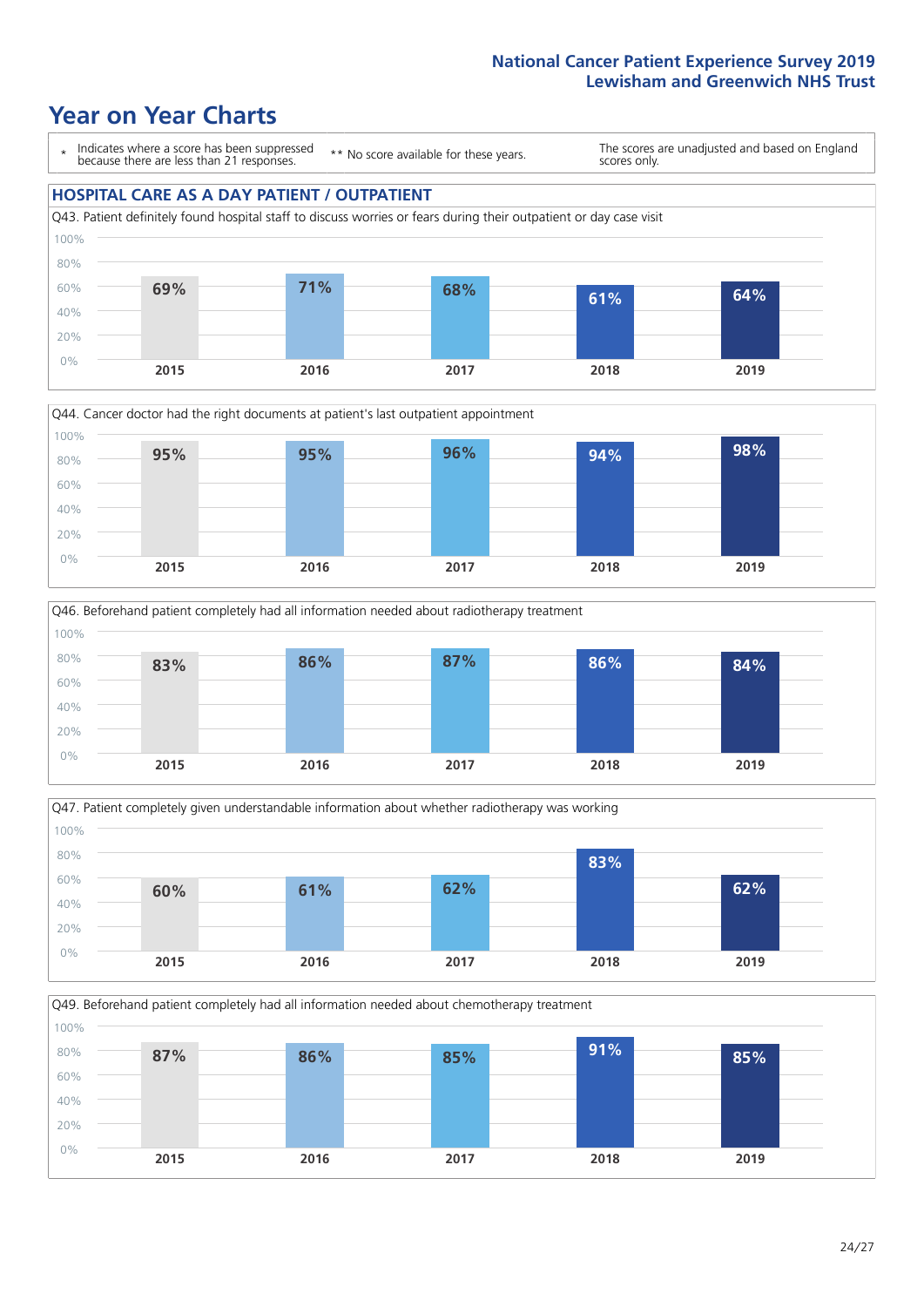# Year on Year Charts

\* Indicates where a score has been suppressed because there are less than 21 responses.

** No score available for these years.

The scores are unadjusted and based on England scores only.

## HOSPITAL CARE AS A DAY PATIENT / OUTPATIENT

Q43. Patient definitely found hospital staff to discuss worries or fears during their outpatient or day case visit

100%
80%
60%
40%
20%
0%

69% 71% 68% 61% 64%

2015 2016 2017 2018 2019

Q44. Cancer doctor had the right documents at patient's last outpatient appointment

100%
80%
60%
40%
20%
0%

95% 95% 96% 94% 98%

2015 2016 2017 2018 2019

Q46. Beforehand patient completely had all information needed about radiotherapy treatment

100%
80%
60%
40%
20%
0%

83% 86% 87% 86% 84%

2015 2016 2017 2018 2019

Q47. Patient completely given understandable information about whether radiotherapy was working

100%
80%
60%
40%
20%
0%

60% 61% 62% 83% 62%

2015 2016 2017 2018 2019

Q49. Beforehand patient completely had all information needed about chemotherapy treatment

100%
80%
60%
40%
20%
0%

87% 86% 85% 91% 85%

2015 2016 2017 2018 2019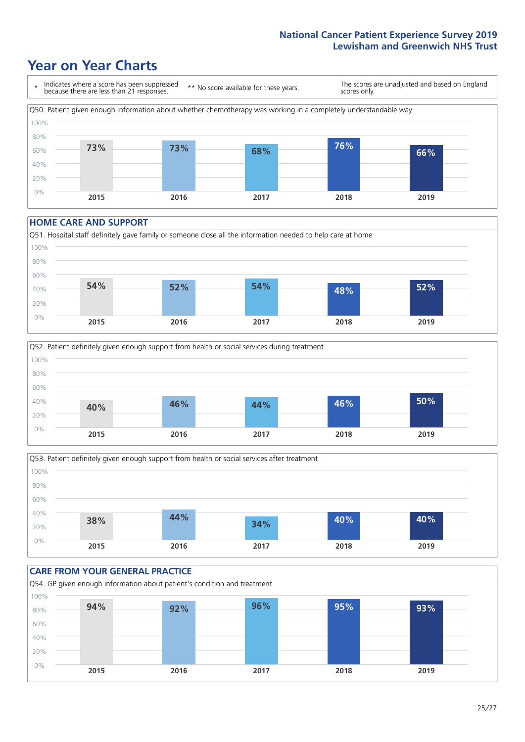# Year on Year Charts

* Indicates where a score has been suppressed because there are less than 21 responses.

** No score available for these years.

The scores are unadjusted and based on England scores only.

Q50. Patient given enough information about whether chemotherapy was working in a completely understandable way

100%
80%
60%
40%
20%
0%

73% 73% 68% 76% 66%

2015 2016 2017 2018 2019

## HOME CARE AND SUPPORT

Q51. Hospital staff definitely gave family or someone close all the information needed to help care at home

100%
80%
60%
40%
20%
0%

54% 52% 54% 48% 52%

2015 2016 2017 2018 2019

Q52. Patient definitely given enough support from health or social services during treatment

100%
80%
60%
40%
20%
0%

40% 46% 44% 46% 50%

2015 2016 2017 2018 2019

Q53. Patient definitely given enough support from health or social services after treatment

100%
80%
60%
40%
20%
0%

38% 44% 34% 40% 40%

2015 2016 2017 2018 2019

## CARE FROM YOUR GENERAL PRACTICE

Q54. GP given enough information about patient's condition and treatment

100%
80%
60%
40%
20%
0%

94% 92% 96% 95% 93%

2015 2016 2017 2018 2019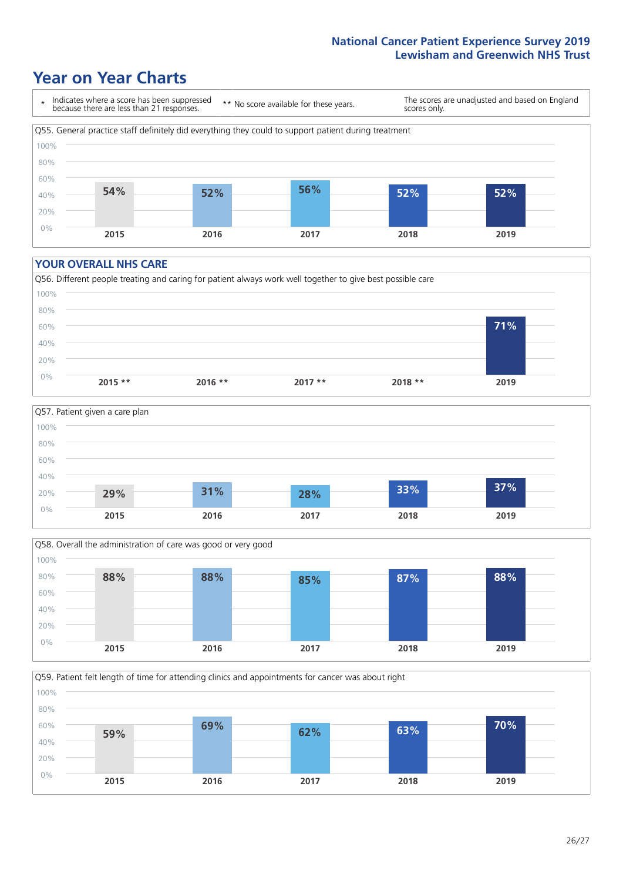# Year on Year Charts

\* Indicates where a score has been suppressed because there are less than 21 responses.

** No score available for these years.

The scores are unadjusted and based on England scores only.

Q55. General practice staff definitely did everything they could to support patient during treatment

100%
80%
60%
40%
20%
0%

54% 52% 56% 52% 52%

2015 2016 2017 2018 2019

## YOUR OVERALL NHS CARE

Q56. Different people treating and caring for patient always work well together to give best possible care

100%
80%
60%
40%
20%
0%

71%

2015 ** 2016 ** 2017 ** 2018 ** 2019

Q57. Patient given a care plan

100%
80%
60%
40%
20%
0%

29% 31% 28% 33% 37%

2015 2016 2017 2018 2019

Q58. Overall the administration of care was good or very good

100%
80%
60%
40%
20%
0%

88% 88% 85% 87% 88%

2015 2016 2017 2018 2019

Q59. Patient felt length of time for attending clinics and appointments for cancer was about right

100%
80%
60%
40%
20%
0%

59% 69% 62% 63% 70%

2015 2016 2017 2018 2019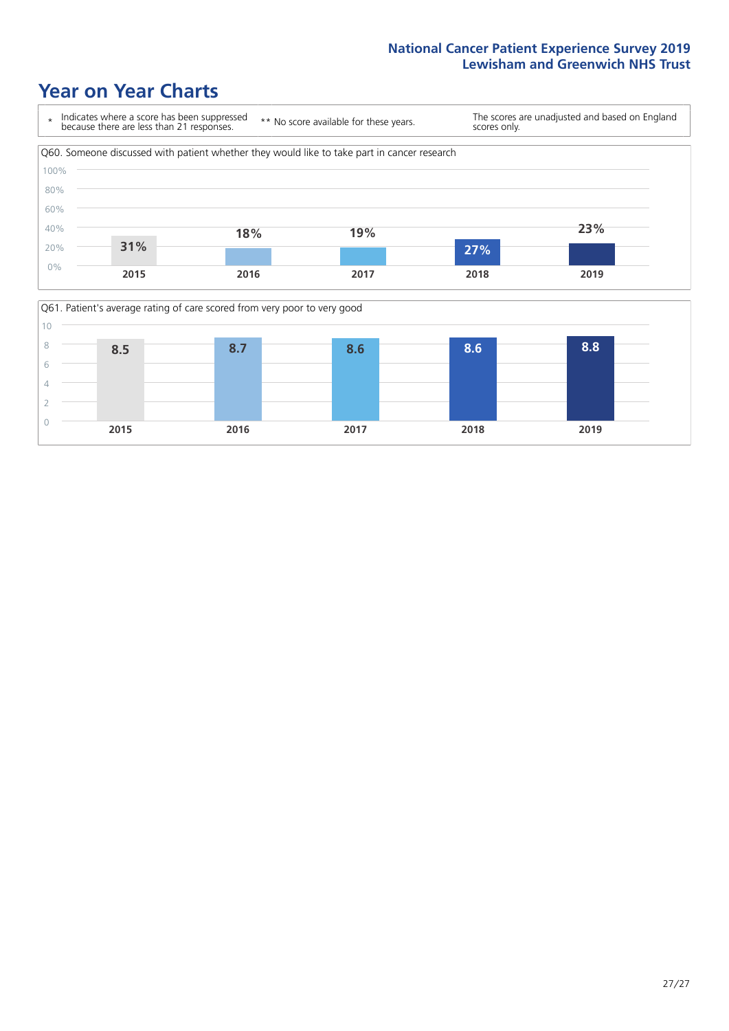# Year on Year Charts

\* Indicates where a score has been suppressed because there are less than 21 responses.

\*\* No score available for these years.

The scores are unadjusted and based on England scores only.

Q60. Someone discussed with patient whether they would like to take part in cancer research

100%
80%
60%
40%
20%
0%

31%
18%
19%
27%
23%

2015
2016
2017
2018
2019

Q61. Patient's average rating of care scored from very poor to very good

10
8
6
4
2
0

8.5
8.7
8.6
8.6
8.8

2015
2016
2017
2018
2019